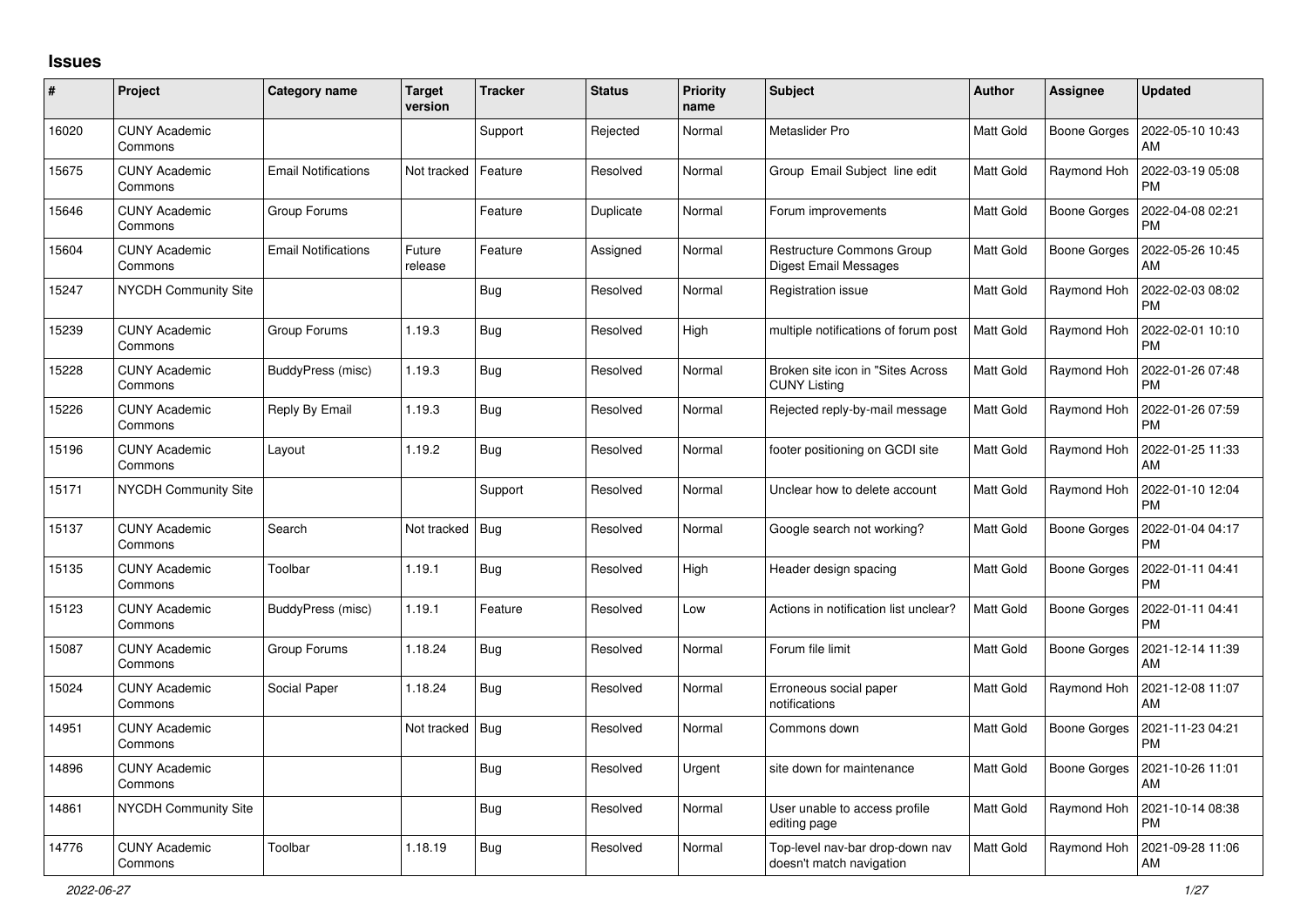# Issues

| # | Project | Category name | Target version | Tracker | Status | Priority name | Subject | Author | Assignee | Updated |
|---|---|---|---|---|---|---|---|---|---|---|
| 16020 | CUNY Academic Commons | | | Support | Rejected | Normal | Metaslider Pro | Matt Gold | Boone Gorges | 2022-05-10 10:43 AM |
| 15675 | CUNY Academic Commons | Email Notifications | Not tracked | Feature | Resolved | Normal | Group Email Subject line edit | Matt Gold | Raymond Hoh | 2022-03-19 05:08 PM |
| 15646 | CUNY Academic Commons | Group Forums | | Feature | Duplicate | Normal | Forum improvements | Matt Gold | Boone Gorges | 2022-04-08 02:21 PM |
| 15604 | CUNY Academic Commons | Email Notifications | Future release | Feature | Assigned | Normal | Restructure Commons Group Digest Email Messages | Matt Gold | Boone Gorges | 2022-05-26 10:45 AM |
| 15247 | NYCDH Community Site | | | Bug | Resolved | Normal | Registration issue | Matt Gold | Raymond Hoh | 2022-02-03 08:02 PM |
| 15239 | CUNY Academic Commons | Group Forums | 1.19.3 | Bug | Resolved | High | multiple notifications of forum post | Matt Gold | Raymond Hoh | 2022-02-01 10:10 PM |
| 15228 | CUNY Academic Commons | BuddyPress (misc) | 1.19.3 | Bug | Resolved | Normal | Broken site icon in "Sites Across CUNY Listing | Matt Gold | Raymond Hoh | 2022-01-26 07:48 PM |
| 15226 | CUNY Academic Commons | Reply By Email | 1.19.3 | Bug | Resolved | Normal | Rejected reply-by-mail message | Matt Gold | Raymond Hoh | 2022-01-26 07:59 PM |
| 15196 | CUNY Academic Commons | Layout | 1.19.2 | Bug | Resolved | Normal | footer positioning on GCDI site | Matt Gold | Raymond Hoh | 2022-01-25 11:33 AM |
| 15171 | NYCDH Community Site | | | Support | Resolved | Normal | Unclear how to delete account | Matt Gold | Raymond Hoh | 2022-01-10 12:04 PM |
| 15137 | CUNY Academic Commons | Search | Not tracked | Bug | Resolved | Normal | Google search not working? | Matt Gold | Boone Gorges | 2022-01-04 04:17 PM |
| 15135 | CUNY Academic Commons | Toolbar | 1.19.1 | Bug | Resolved | High | Header design spacing | Matt Gold | Boone Gorges | 2022-01-11 04:41 PM |
| 15123 | CUNY Academic Commons | BuddyPress (misc) | 1.19.1 | Feature | Resolved | Low | Actions in notification list unclear? | Matt Gold | Boone Gorges | 2022-01-11 04:41 PM |
| 15087 | CUNY Academic Commons | Group Forums | 1.18.24 | Bug | Resolved | Normal | Forum file limit | Matt Gold | Boone Gorges | 2021-12-14 11:39 AM |
| 15024 | CUNY Academic Commons | Social Paper | 1.18.24 | Bug | Resolved | Normal | Erroneous social paper notifications | Matt Gold | Raymond Hoh | 2021-12-08 11:07 AM |
| 14951 | CUNY Academic Commons | | Not tracked | Bug | Resolved | Normal | Commons down | Matt Gold | Boone Gorges | 2021-11-23 04:21 PM |
| 14896 | CUNY Academic Commons | | | Bug | Resolved | Urgent | site down for maintenance | Matt Gold | Boone Gorges | 2021-10-26 11:01 AM |
| 14861 | NYCDH Community Site | | | Bug | Resolved | Normal | User unable to access profile editing page | Matt Gold | Raymond Hoh | 2021-10-14 08:38 PM |
| 14776 | CUNY Academic Commons | Toolbar | 1.18.19 | Bug | Resolved | Normal | Top-level nav-bar drop-down nav doesn't match navigation | Matt Gold | Raymond Hoh | 2021-09-28 11:06 AM |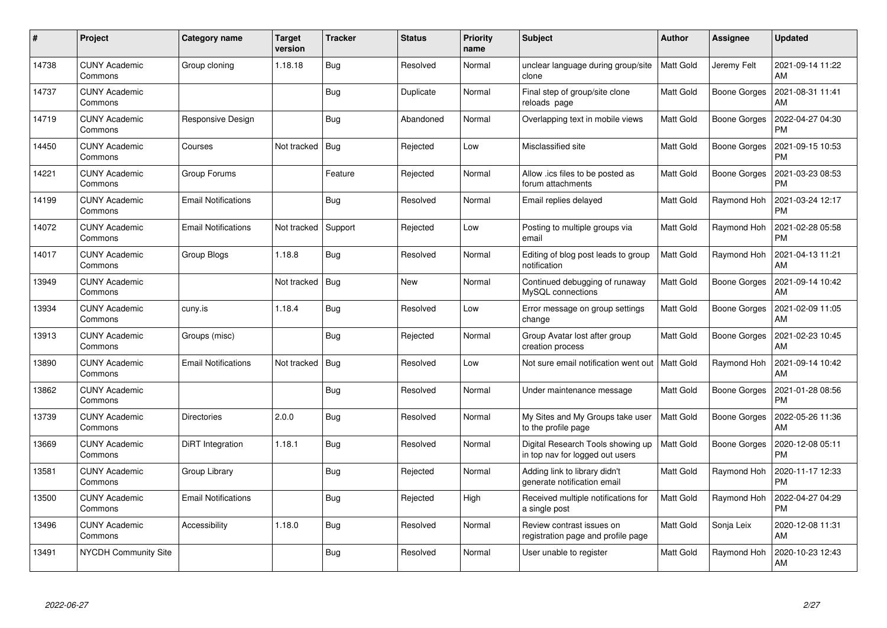| # | Project | Category name | Target version | Tracker | Status | Priority name | Subject | Author | Assignee | Updated |
|---|---|---|---|---|---|---|---|---|---|---|
| 14738 | CUNY Academic Commons | Group cloning | 1.18.18 | Bug | Resolved | Normal | unclear language during group/site clone | Matt Gold | Jeremy Felt | 2021-09-14 11:22 AM |
| 14737 | CUNY Academic Commons | | | Bug | Duplicate | Normal | Final step of group/site clone reloads page | Matt Gold | Boone Gorges | 2021-08-31 11:41 AM |
| 14719 | CUNY Academic Commons | Responsive Design | | Bug | Abandoned | Normal | Overlapping text in mobile views | Matt Gold | Boone Gorges | 2022-04-27 04:30 PM |
| 14450 | CUNY Academic Commons | Courses | Not tracked | Bug | Rejected | Low | Misclassified site | Matt Gold | Boone Gorges | 2021-09-15 10:53 PM |
| 14221 | CUNY Academic Commons | Group Forums | | Feature | Rejected | Normal | Allow .ics files to be posted as forum attachments | Matt Gold | Boone Gorges | 2021-03-23 08:53 PM |
| 14199 | CUNY Academic Commons | Email Notifications | | Bug | Resolved | Normal | Email replies delayed | Matt Gold | Raymond Hoh | 2021-03-24 12:17 PM |
| 14072 | CUNY Academic Commons | Email Notifications | Not tracked | Support | Rejected | Low | Posting to multiple groups via email | Matt Gold | Raymond Hoh | 2021-02-28 05:58 PM |
| 14017 | CUNY Academic Commons | Group Blogs | 1.18.8 | Bug | Resolved | Normal | Editing of blog post leads to group notification | Matt Gold | Raymond Hoh | 2021-04-13 11:21 AM |
| 13949 | CUNY Academic Commons | | Not tracked | Bug | New | Normal | Continued debugging of runaway MySQL connections | Matt Gold | Boone Gorges | 2021-09-14 10:42 AM |
| 13934 | CUNY Academic Commons | cuny.is | 1.18.4 | Bug | Resolved | Low | Error message on group settings change | Matt Gold | Boone Gorges | 2021-02-09 11:05 AM |
| 13913 | CUNY Academic Commons | Groups (misc) | | Bug | Rejected | Normal | Group Avatar lost after group creation process | Matt Gold | Boone Gorges | 2021-02-23 10:45 AM |
| 13890 | CUNY Academic Commons | Email Notifications | Not tracked | Bug | Resolved | Low | Not sure email notification went out | Matt Gold | Raymond Hoh | 2021-09-14 10:42 AM |
| 13862 | CUNY Academic Commons | | | Bug | Resolved | Normal | Under maintenance message | Matt Gold | Boone Gorges | 2021-01-28 08:56 PM |
| 13739 | CUNY Academic Commons | Directories | 2.0.0 | Bug | Resolved | Normal | My Sites and My Groups take user to the profile page | Matt Gold | Boone Gorges | 2022-05-26 11:36 AM |
| 13669 | CUNY Academic Commons | DiRT Integration | 1.18.1 | Bug | Resolved | Normal | Digital Research Tools showing up in top nav for logged out users | Matt Gold | Boone Gorges | 2020-12-08 05:11 PM |
| 13581 | CUNY Academic Commons | Group Library | | Bug | Rejected | Normal | Adding link to library didn't generate notification email | Matt Gold | Raymond Hoh | 2020-11-17 12:33 PM |
| 13500 | CUNY Academic Commons | Email Notifications | | Bug | Rejected | High | Received multiple notifications for a single post | Matt Gold | Raymond Hoh | 2022-04-27 04:29 PM |
| 13496 | CUNY Academic Commons | Accessibility | 1.18.0 | Bug | Resolved | Normal | Review contrast issues on registration page and profile page | Matt Gold | Sonja Leix | 2020-12-08 11:31 AM |
| 13491 | NYCDH Community Site | | | Bug | Resolved | Normal | User unable to register | Matt Gold | Raymond Hoh | 2020-10-23 12:43 AM |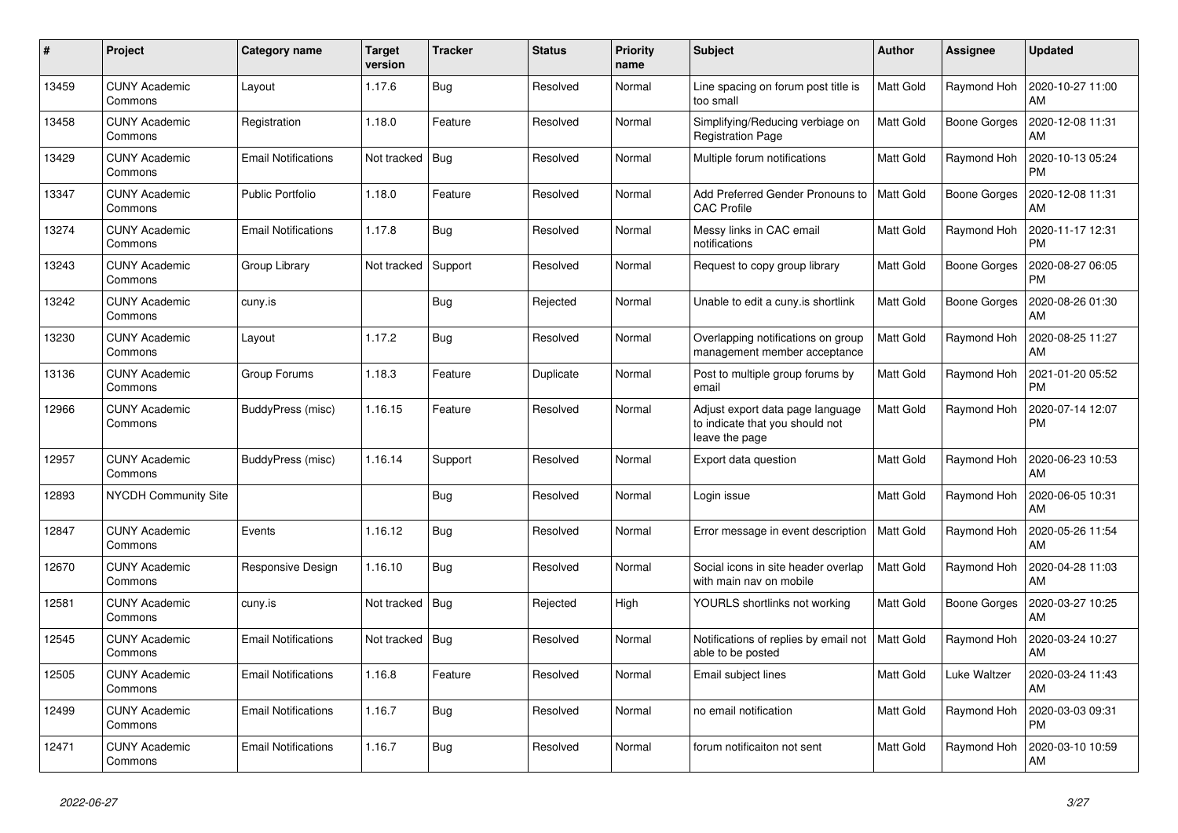| # | Project | Category name | Target version | Tracker | Status | Priority name | Subject | Author | Assignee | Updated |
|---|---|---|---|---|---|---|---|---|---|---|
| 13459 | CUNY Academic Commons | Layout | 1.17.6 | Bug | Resolved | Normal | Line spacing on forum post title is too small | Matt Gold | Raymond Hoh | 2020-10-27 11:00 AM |
| 13458 | CUNY Academic Commons | Registration | 1.18.0 | Feature | Resolved | Normal | Simplifying/Reducing verbiage on Registration Page | Matt Gold | Boone Gorges | 2020-12-08 11:31 AM |
| 13429 | CUNY Academic Commons | Email Notifications | Not tracked | Bug | Resolved | Normal | Multiple forum notifications | Matt Gold | Raymond Hoh | 2020-10-13 05:24 PM |
| 13347 | CUNY Academic Commons | Public Portfolio | 1.18.0 | Feature | Resolved | Normal | Add Preferred Gender Pronouns to CAC Profile | Matt Gold | Boone Gorges | 2020-12-08 11:31 AM |
| 13274 | CUNY Academic Commons | Email Notifications | 1.17.8 | Bug | Resolved | Normal | Messy links in CAC email notifications | Matt Gold | Raymond Hoh | 2020-11-17 12:31 PM |
| 13243 | CUNY Academic Commons | Group Library | Not tracked | Support | Resolved | Normal | Request to copy group library | Matt Gold | Boone Gorges | 2020-08-27 06:05 PM |
| 13242 | CUNY Academic Commons | cuny.is | | Bug | Rejected | Normal | Unable to edit a cuny.is shortlink | Matt Gold | Boone Gorges | 2020-08-26 01:30 AM |
| 13230 | CUNY Academic Commons | Layout | 1.17.2 | Bug | Resolved | Normal | Overlapping notifications on group management member acceptance | Matt Gold | Raymond Hoh | 2020-08-25 11:27 AM |
| 13136 | CUNY Academic Commons | Group Forums | 1.18.3 | Feature | Duplicate | Normal | Post to multiple group forums by email | Matt Gold | Raymond Hoh | 2021-01-20 05:52 PM |
| 12966 | CUNY Academic Commons | BuddyPress (misc) | 1.16.15 | Feature | Resolved | Normal | Adjust export data page language to indicate that you should not leave the page | Matt Gold | Raymond Hoh | 2020-07-14 12:07 PM |
| 12957 | CUNY Academic Commons | BuddyPress (misc) | 1.16.14 | Support | Resolved | Normal | Export data question | Matt Gold | Raymond Hoh | 2020-06-23 10:53 AM |
| 12893 | NYCDH Community Site | | | Bug | Resolved | Normal | Login issue | Matt Gold | Raymond Hoh | 2020-06-05 10:31 AM |
| 12847 | CUNY Academic Commons | Events | 1.16.12 | Bug | Resolved | Normal | Error message in event description | Matt Gold | Raymond Hoh | 2020-05-26 11:54 AM |
| 12670 | CUNY Academic Commons | Responsive Design | 1.16.10 | Bug | Resolved | Normal | Social icons in site header overlap with main nav on mobile | Matt Gold | Raymond Hoh | 2020-04-28 11:03 AM |
| 12581 | CUNY Academic Commons | cuny.is | Not tracked | Bug | Rejected | High | YOURLS shortlinks not working | Matt Gold | Boone Gorges | 2020-03-27 10:25 AM |
| 12545 | CUNY Academic Commons | Email Notifications | Not tracked | Bug | Resolved | Normal | Notifications of replies by email not able to be posted | Matt Gold | Raymond Hoh | 2020-03-24 10:27 AM |
| 12505 | CUNY Academic Commons | Email Notifications | 1.16.8 | Feature | Resolved | Normal | Email subject lines | Matt Gold | Luke Waltzer | 2020-03-24 11:43 AM |
| 12499 | CUNY Academic Commons | Email Notifications | 1.16.7 | Bug | Resolved | Normal | no email notification | Matt Gold | Raymond Hoh | 2020-03-03 09:31 PM |
| 12471 | CUNY Academic Commons | Email Notifications | 1.16.7 | Bug | Resolved | Normal | forum notificaiton not sent | Matt Gold | Raymond Hoh | 2020-03-10 10:59 AM |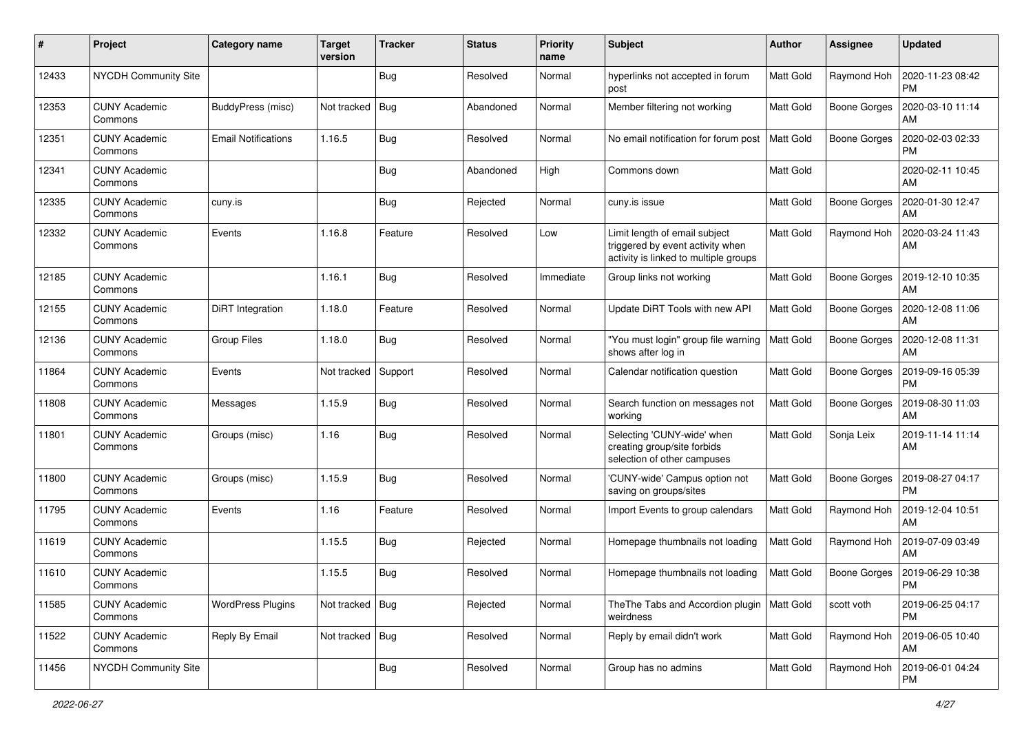| # | Project | Category name | Target version | Tracker | Status | Priority name | Subject | Author | Assignee | Updated |
|---|---|---|---|---|---|---|---|---|---|---|
| 12433 | NYCDH Community Site | | | Bug | Resolved | Normal | hyperlinks not accepted in forum post | Matt Gold | Raymond Hoh | 2020-11-23 08:42 PM |
| 12353 | CUNY Academic Commons | BuddyPress (misc) | Not tracked | Bug | Abandoned | Normal | Member filtering not working | Matt Gold | Boone Gorges | 2020-03-10 11:14 AM |
| 12351 | CUNY Academic Commons | Email Notifications | 1.16.5 | Bug | Resolved | Normal | No email notification for forum post | Matt Gold | Boone Gorges | 2020-02-03 02:33 PM |
| 12341 | CUNY Academic Commons | | | Bug | Abandoned | High | Commons down | Matt Gold | | 2020-02-11 10:45 AM |
| 12335 | CUNY Academic Commons | cuny.is | | Bug | Rejected | Normal | cuny.is issue | Matt Gold | Boone Gorges | 2020-01-30 12:47 AM |
| 12332 | CUNY Academic Commons | Events | 1.16.8 | Feature | Resolved | Low | Limit length of email subject triggered by event activity when activity is linked to multiple groups | Matt Gold | Raymond Hoh | 2020-03-24 11:43 AM |
| 12185 | CUNY Academic Commons | | 1.16.1 | Bug | Resolved | Immediate | Group links not working | Matt Gold | Boone Gorges | 2019-12-10 10:35 AM |
| 12155 | CUNY Academic Commons | DiRT Integration | 1.18.0 | Feature | Resolved | Normal | Update DiRT Tools with new API | Matt Gold | Boone Gorges | 2020-12-08 11:06 AM |
| 12136 | CUNY Academic Commons | Group Files | 1.18.0 | Bug | Resolved | Normal | "You must login" group file warning shows after log in | Matt Gold | Boone Gorges | 2020-12-08 11:31 AM |
| 11864 | CUNY Academic Commons | Events | Not tracked | Support | Resolved | Normal | Calendar notification question | Matt Gold | Boone Gorges | 2019-09-16 05:39 PM |
| 11808 | CUNY Academic Commons | Messages | 1.15.9 | Bug | Resolved | Normal | Search function on messages not working | Matt Gold | Boone Gorges | 2019-08-30 11:03 AM |
| 11801 | CUNY Academic Commons | Groups (misc) | 1.16 | Bug | Resolved | Normal | Selecting 'CUNY-wide' when creating group/site forbids selection of other campuses | Matt Gold | Sonja Leix | 2019-11-14 11:14 AM |
| 11800 | CUNY Academic Commons | Groups (misc) | 1.15.9 | Bug | Resolved | Normal | 'CUNY-wide' Campus option not saving on groups/sites | Matt Gold | Boone Gorges | 2019-08-27 04:17 PM |
| 11795 | CUNY Academic Commons | Events | 1.16 | Feature | Resolved | Normal | Import Events to group calendars | Matt Gold | Raymond Hoh | 2019-12-04 10:51 AM |
| 11619 | CUNY Academic Commons | | 1.15.5 | Bug | Rejected | Normal | Homepage thumbnails not loading | Matt Gold | Raymond Hoh | 2019-07-09 03:49 AM |
| 11610 | CUNY Academic Commons | | 1.15.5 | Bug | Resolved | Normal | Homepage thumbnails not loading | Matt Gold | Boone Gorges | 2019-06-29 10:38 PM |
| 11585 | CUNY Academic Commons | WordPress Plugins | Not tracked | Bug | Rejected | Normal | TheThe Tabs and Accordion plugin weirdness | Matt Gold | scott voth | 2019-06-25 04:17 PM |
| 11522 | CUNY Academic Commons | Reply By Email | Not tracked | Bug | Resolved | Normal | Reply by email didn't work | Matt Gold | Raymond Hoh | 2019-06-05 10:40 AM |
| 11456 | NYCDH Community Site | | | Bug | Resolved | Normal | Group has no admins | Matt Gold | Raymond Hoh | 2019-06-01 04:24 PM |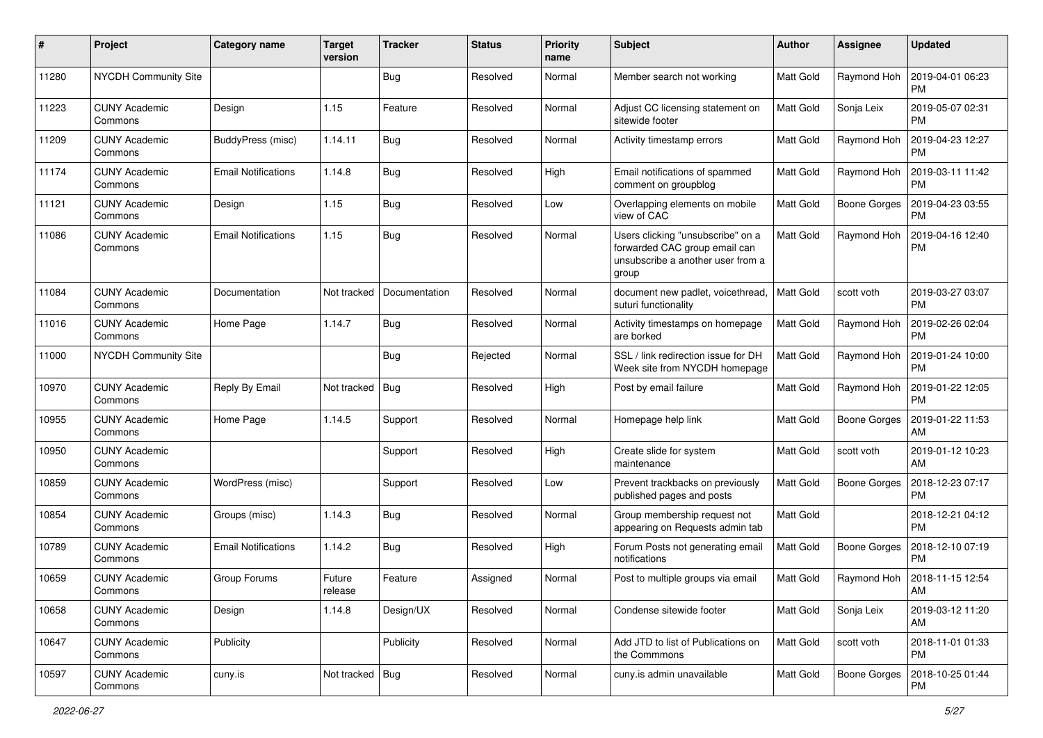| # | Project | Category name | Target version | Tracker | Status | Priority name | Subject | Author | Assignee | Updated |
|---|---|---|---|---|---|---|---|---|---|---|
| 11280 | NYCDH Community Site | | | Bug | Resolved | Normal | Member search not working | Matt Gold | Raymond Hoh | 2019-04-01 06:23 PM |
| 11223 | CUNY Academic Commons | Design | 1.15 | Feature | Resolved | Normal | Adjust CC licensing statement on sitewide footer | Matt Gold | Sonja Leix | 2019-05-07 02:31 PM |
| 11209 | CUNY Academic Commons | BuddyPress (misc) | 1.14.11 | Bug | Resolved | Normal | Activity timestamp errors | Matt Gold | Raymond Hoh | 2019-04-23 12:27 PM |
| 11174 | CUNY Academic Commons | Email Notifications | 1.14.8 | Bug | Resolved | High | Email notifications of spammed comment on groupblog | Matt Gold | Raymond Hoh | 2019-03-11 11:42 PM |
| 11121 | CUNY Academic Commons | Design | 1.15 | Bug | Resolved | Low | Overlapping elements on mobile view of CAC | Matt Gold | Boone Gorges | 2019-04-23 03:55 PM |
| 11086 | CUNY Academic Commons | Email Notifications | 1.15 | Bug | Resolved | Normal | Users clicking "unsubscribe" on a forwarded CAC group email can unsubscribe a another user from a group | Matt Gold | Raymond Hoh | 2019-04-16 12:40 PM |
| 11084 | CUNY Academic Commons | Documentation | Not tracked | Documentation | Resolved | Normal | document new padlet, voicethread, suturi functionality | Matt Gold | scott voth | 2019-03-27 03:07 PM |
| 11016 | CUNY Academic Commons | Home Page | 1.14.7 | Bug | Resolved | Normal | Activity timestamps on homepage are borked | Matt Gold | Raymond Hoh | 2019-02-26 02:04 PM |
| 11000 | NYCDH Community Site | | | Bug | Rejected | Normal | SSL / link redirection issue for DH Week site from NYCDH homepage | Matt Gold | Raymond Hoh | 2019-01-24 10:00 PM |
| 10970 | CUNY Academic Commons | Reply By Email | Not tracked | Bug | Resolved | High | Post by email failure | Matt Gold | Raymond Hoh | 2019-01-22 12:05 PM |
| 10955 | CUNY Academic Commons | Home Page | 1.14.5 | Support | Resolved | Normal | Homepage help link | Matt Gold | Boone Gorges | 2019-01-22 11:53 AM |
| 10950 | CUNY Academic Commons | | | Support | Resolved | High | Create slide for system maintenance | Matt Gold | scott voth | 2019-01-12 10:23 AM |
| 10859 | CUNY Academic Commons | WordPress (misc) | | Support | Resolved | Low | Prevent trackbacks on previously published pages and posts | Matt Gold | Boone Gorges | 2018-12-23 07:17 PM |
| 10854 | CUNY Academic Commons | Groups (misc) | 1.14.3 | Bug | Resolved | Normal | Group membership request not appearing on Requests admin tab | Matt Gold | | 2018-12-21 04:12 PM |
| 10789 | CUNY Academic Commons | Email Notifications | 1.14.2 | Bug | Resolved | High | Forum Posts not generating email notifications | Matt Gold | Boone Gorges | 2018-12-10 07:19 PM |
| 10659 | CUNY Academic Commons | Group Forums | Future release | Feature | Assigned | Normal | Post to multiple groups via email | Matt Gold | Raymond Hoh | 2018-11-15 12:54 AM |
| 10658 | CUNY Academic Commons | Design | 1.14.8 | Design/UX | Resolved | Normal | Condense sitewide footer | Matt Gold | Sonja Leix | 2019-03-12 11:20 AM |
| 10647 | CUNY Academic Commons | Publicity | | Publicity | Resolved | Normal | Add JTD to list of Publications on the Commmons | Matt Gold | scott voth | 2018-11-01 01:33 PM |
| 10597 | CUNY Academic Commons | cuny.is | Not tracked | Bug | Resolved | Normal | cuny.is admin unavailable | Matt Gold | Boone Gorges | 2018-10-25 01:44 PM |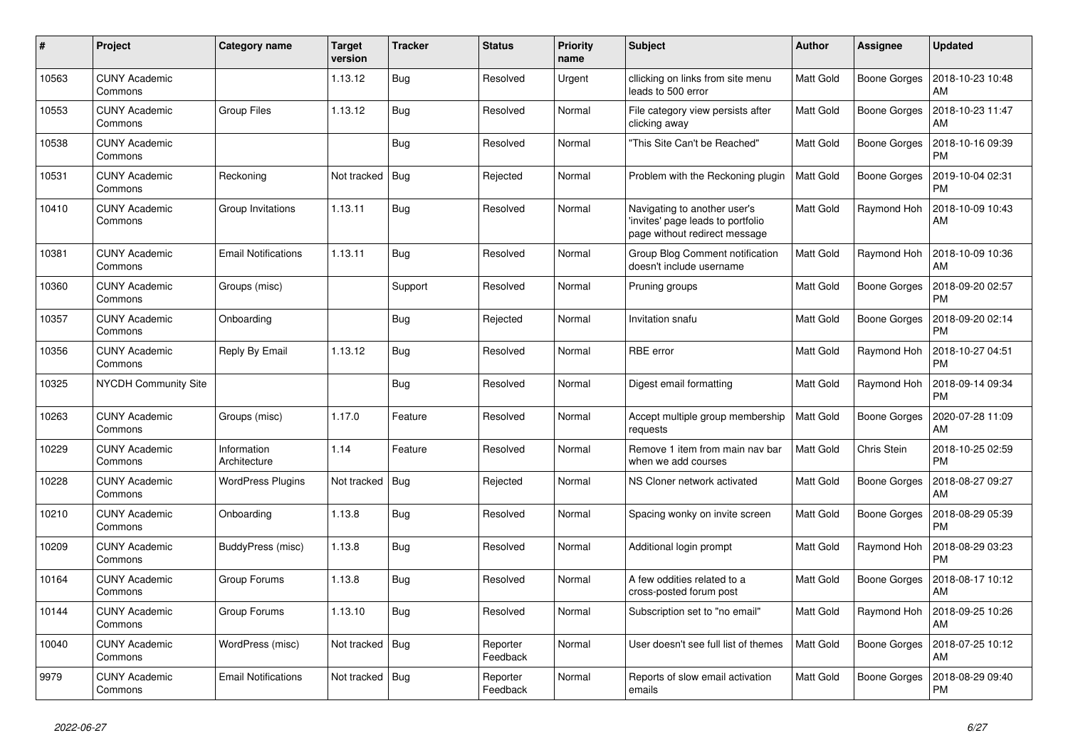| # | Project | Category name | Target version | Tracker | Status | Priority name | Subject | Author | Assignee | Updated |
|---|---|---|---|---|---|---|---|---|---|---|
| 10563 | CUNY Academic Commons | | 1.13.12 | Bug | Resolved | Urgent | cllicking on links from site menu leads to 500 error | Matt Gold | Boone Gorges | 2018-10-23 10:48 AM |
| 10553 | CUNY Academic Commons | Group Files | 1.13.12 | Bug | Resolved | Normal | File category view persists after clicking away | Matt Gold | Boone Gorges | 2018-10-23 11:47 AM |
| 10538 | CUNY Academic Commons | | | Bug | Resolved | Normal | "This Site Can't be Reached" | Matt Gold | Boone Gorges | 2018-10-16 09:39 PM |
| 10531 | CUNY Academic Commons | Reckoning | Not tracked | Bug | Rejected | Normal | Problem with the Reckoning plugin | Matt Gold | Boone Gorges | 2019-10-04 02:31 PM |
| 10410 | CUNY Academic Commons | Group Invitations | 1.13.11 | Bug | Resolved | Normal | Navigating to another user's 'invites' page leads to portfolio page without redirect message | Matt Gold | Raymond Hoh | 2018-10-09 10:43 AM |
| 10381 | CUNY Academic Commons | Email Notifications | 1.13.11 | Bug | Resolved | Normal | Group Blog Comment notification doesn't include username | Matt Gold | Raymond Hoh | 2018-10-09 10:36 AM |
| 10360 | CUNY Academic Commons | Groups (misc) | | Support | Resolved | Normal | Pruning groups | Matt Gold | Boone Gorges | 2018-09-20 02:57 PM |
| 10357 | CUNY Academic Commons | Onboarding | | Bug | Rejected | Normal | Invitation snafu | Matt Gold | Boone Gorges | 2018-09-20 02:14 PM |
| 10356 | CUNY Academic Commons | Reply By Email | 1.13.12 | Bug | Resolved | Normal | RBE error | Matt Gold | Raymond Hoh | 2018-10-27 04:51 PM |
| 10325 | NYCDH Community Site | | | Bug | Resolved | Normal | Digest email formatting | Matt Gold | Raymond Hoh | 2018-09-14 09:34 PM |
| 10263 | CUNY Academic Commons | Groups (misc) | 1.17.0 | Feature | Resolved | Normal | Accept multiple group membership requests | Matt Gold | Boone Gorges | 2020-07-28 11:09 AM |
| 10229 | CUNY Academic Commons | Information Architecture | 1.14 | Feature | Resolved | Normal | Remove 1 item from main nav bar when we add courses | Matt Gold | Chris Stein | 2018-10-25 02:59 PM |
| 10228 | CUNY Academic Commons | WordPress Plugins | Not tracked | Bug | Rejected | Normal | NS Cloner network activated | Matt Gold | Boone Gorges | 2018-08-27 09:27 AM |
| 10210 | CUNY Academic Commons | Onboarding | 1.13.8 | Bug | Resolved | Normal | Spacing wonky on invite screen | Matt Gold | Boone Gorges | 2018-08-29 05:39 PM |
| 10209 | CUNY Academic Commons | BuddyPress (misc) | 1.13.8 | Bug | Resolved | Normal | Additional login prompt | Matt Gold | Raymond Hoh | 2018-08-29 03:23 PM |
| 10164 | CUNY Academic Commons | Group Forums | 1.13.8 | Bug | Resolved | Normal | A few oddities related to a cross-posted forum post | Matt Gold | Boone Gorges | 2018-08-17 10:12 AM |
| 10144 | CUNY Academic Commons | Group Forums | 1.13.10 | Bug | Resolved | Normal | Subscription set to "no email" | Matt Gold | Raymond Hoh | 2018-09-25 10:26 AM |
| 10040 | CUNY Academic Commons | WordPress (misc) | Not tracked | Bug | Reporter Feedback | Normal | User doesn't see full list of themes | Matt Gold | Boone Gorges | 2018-07-25 10:12 AM |
| 9979 | CUNY Academic Commons | Email Notifications | Not tracked | Bug | Reporter Feedback | Normal | Reports of slow email activation emails | Matt Gold | Boone Gorges | 2018-08-29 09:40 PM |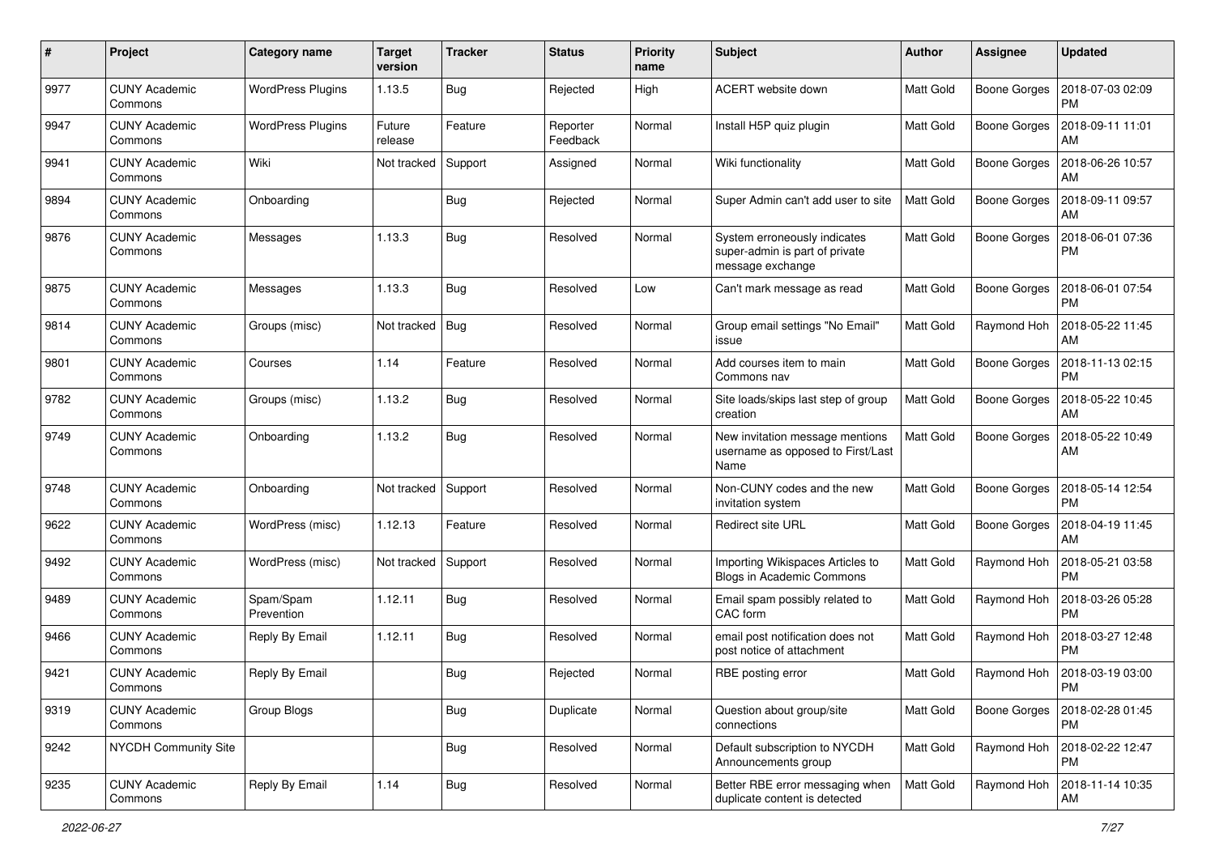| # | Project | Category name | Target version | Tracker | Status | Priority name | Subject | Author | Assignee | Updated |
|---|---|---|---|---|---|---|---|---|---|---|
| 9977 | CUNY Academic Commons | WordPress Plugins | 1.13.5 | Bug | Rejected | High | ACERT website down | Matt Gold | Boone Gorges | 2018-07-03 02:09 PM |
| 9947 | CUNY Academic Commons | WordPress Plugins | Future release | Feature | Reporter Feedback | Normal | Install H5P quiz plugin | Matt Gold | Boone Gorges | 2018-09-11 11:01 AM |
| 9941 | CUNY Academic Commons | Wiki | Not tracked | Support | Assigned | Normal | Wiki functionality | Matt Gold | Boone Gorges | 2018-06-26 10:57 AM |
| 9894 | CUNY Academic Commons | Onboarding | | Bug | Rejected | Normal | Super Admin can't add user to site | Matt Gold | Boone Gorges | 2018-09-11 09:57 AM |
| 9876 | CUNY Academic Commons | Messages | 1.13.3 | Bug | Resolved | Normal | System erroneously indicates super-admin is part of private message exchange | Matt Gold | Boone Gorges | 2018-06-01 07:36 PM |
| 9875 | CUNY Academic Commons | Messages | 1.13.3 | Bug | Resolved | Low | Can't mark message as read | Matt Gold | Boone Gorges | 2018-06-01 07:54 PM |
| 9814 | CUNY Academic Commons | Groups (misc) | Not tracked | Bug | Resolved | Normal | Group email settings "No Email" issue | Matt Gold | Raymond Hoh | 2018-05-22 11:45 AM |
| 9801 | CUNY Academic Commons | Courses | 1.14 | Feature | Resolved | Normal | Add courses item to main Commons nav | Matt Gold | Boone Gorges | 2018-11-13 02:15 PM |
| 9782 | CUNY Academic Commons | Groups (misc) | 1.13.2 | Bug | Resolved | Normal | Site loads/skips last step of group creation | Matt Gold | Boone Gorges | 2018-05-22 10:45 AM |
| 9749 | CUNY Academic Commons | Onboarding | 1.13.2 | Bug | Resolved | Normal | New invitation message mentions username as opposed to First/Last Name | Matt Gold | Boone Gorges | 2018-05-22 10:49 AM |
| 9748 | CUNY Academic Commons | Onboarding | Not tracked | Support | Resolved | Normal | Non-CUNY codes and the new invitation system | Matt Gold | Boone Gorges | 2018-05-14 12:54 PM |
| 9622 | CUNY Academic Commons | WordPress (misc) | 1.12.13 | Feature | Resolved | Normal | Redirect site URL | Matt Gold | Boone Gorges | 2018-04-19 11:45 AM |
| 9492 | CUNY Academic Commons | WordPress (misc) | Not tracked | Support | Resolved | Normal | Importing Wikispaces Articles to Blogs in Academic Commons | Matt Gold | Raymond Hoh | 2018-05-21 03:58 PM |
| 9489 | CUNY Academic Commons | Spam/Spam Prevention | 1.12.11 | Bug | Resolved | Normal | Email spam possibly related to CAC form | Matt Gold | Raymond Hoh | 2018-03-26 05:28 PM |
| 9466 | CUNY Academic Commons | Reply By Email | 1.12.11 | Bug | Resolved | Normal | email post notification does not post notice of attachment | Matt Gold | Raymond Hoh | 2018-03-27 12:48 PM |
| 9421 | CUNY Academic Commons | Reply By Email | | Bug | Rejected | Normal | RBE posting error | Matt Gold | Raymond Hoh | 2018-03-19 03:00 PM |
| 9319 | CUNY Academic Commons | Group Blogs | | Bug | Duplicate | Normal | Question about group/site connections | Matt Gold | Boone Gorges | 2018-02-28 01:45 PM |
| 9242 | NYCDH Community Site | | | Bug | Resolved | Normal | Default subscription to NYCDH Announcements group | Matt Gold | Raymond Hoh | 2018-02-22 12:47 PM |
| 9235 | CUNY Academic Commons | Reply By Email | 1.14 | Bug | Resolved | Normal | Better RBE error messaging when duplicate content is detected | Matt Gold | Raymond Hoh | 2018-11-14 10:35 AM |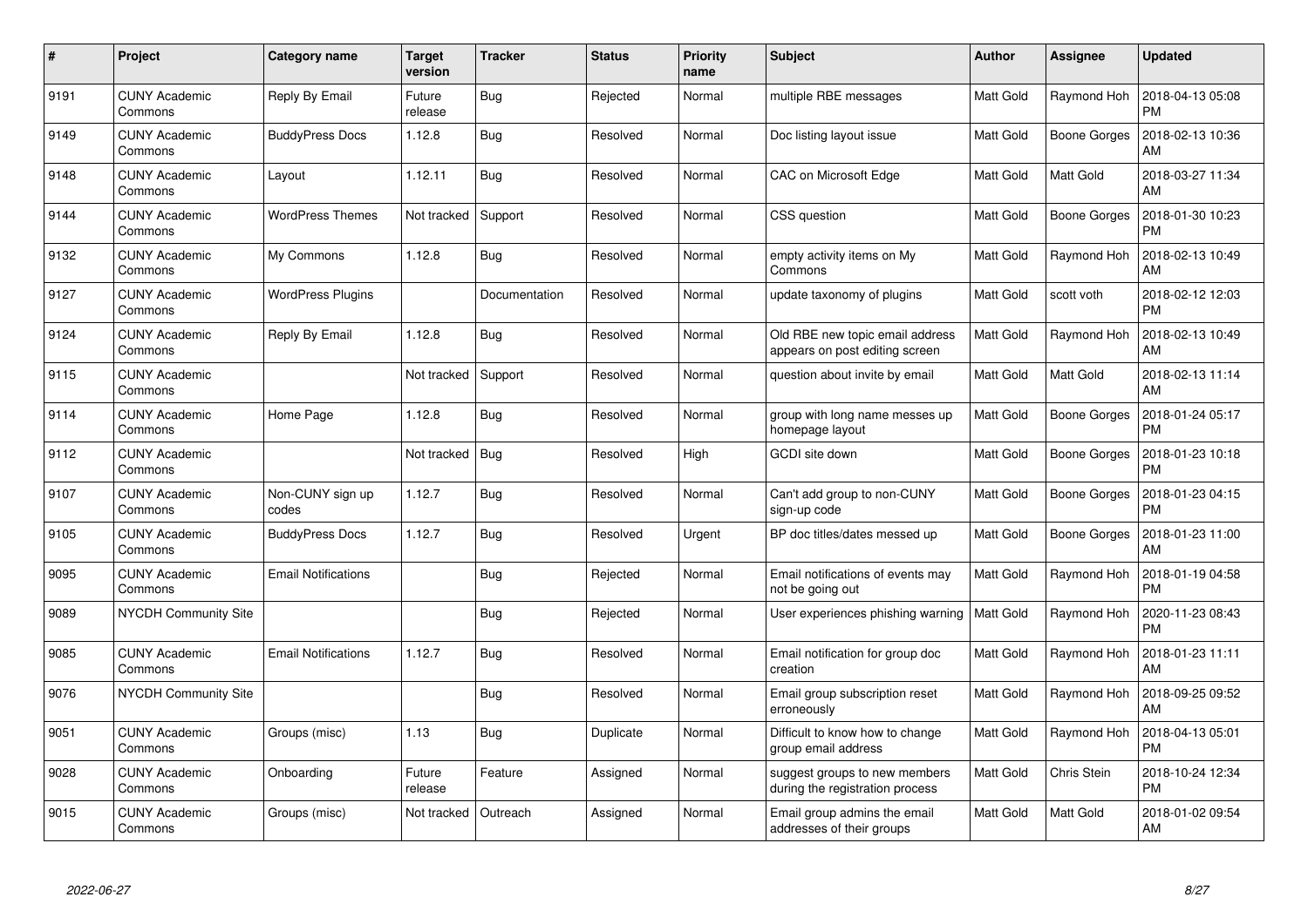| # | Project | Category name | Target version | Tracker | Status | Priority name | Subject | Author | Assignee | Updated |
|---|---|---|---|---|---|---|---|---|---|---|
| 9191 | CUNY Academic Commons | Reply By Email | Future release | Bug | Rejected | Normal | multiple RBE messages | Matt Gold | Raymond Hoh | 2018-04-13 05:08 PM |
| 9149 | CUNY Academic Commons | BuddyPress Docs | 1.12.8 | Bug | Resolved | Normal | Doc listing layout issue | Matt Gold | Boone Gorges | 2018-02-13 10:36 AM |
| 9148 | CUNY Academic Commons | Layout | 1.12.11 | Bug | Resolved | Normal | CAC on Microsoft Edge | Matt Gold | Matt Gold | 2018-03-27 11:34 AM |
| 9144 | CUNY Academic Commons | WordPress Themes | Not tracked | Support | Resolved | Normal | CSS question | Matt Gold | Boone Gorges | 2018-01-30 10:23 PM |
| 9132 | CUNY Academic Commons | My Commons | 1.12.8 | Bug | Resolved | Normal | empty activity items on My Commons | Matt Gold | Raymond Hoh | 2018-02-13 10:49 AM |
| 9127 | CUNY Academic Commons | WordPress Plugins | | Documentation | Resolved | Normal | update taxonomy of plugins | Matt Gold | scott voth | 2018-02-12 12:03 PM |
| 9124 | CUNY Academic Commons | Reply By Email | 1.12.8 | Bug | Resolved | Normal | Old RBE new topic email address appears on post editing screen | Matt Gold | Raymond Hoh | 2018-02-13 10:49 AM |
| 9115 | CUNY Academic Commons | | Not tracked | Support | Resolved | Normal | question about invite by email | Matt Gold | Matt Gold | 2018-02-13 11:14 AM |
| 9114 | CUNY Academic Commons | Home Page | 1.12.8 | Bug | Resolved | Normal | group with long name messes up homepage layout | Matt Gold | Boone Gorges | 2018-01-24 05:17 PM |
| 9112 | CUNY Academic Commons | | Not tracked | Bug | Resolved | High | GCDI site down | Matt Gold | Boone Gorges | 2018-01-23 10:18 PM |
| 9107 | CUNY Academic Commons | Non-CUNY sign up codes | 1.12.7 | Bug | Resolved | Normal | Can't add group to non-CUNY sign-up code | Matt Gold | Boone Gorges | 2018-01-23 04:15 PM |
| 9105 | CUNY Academic Commons | BuddyPress Docs | 1.12.7 | Bug | Resolved | Urgent | BP doc titles/dates messed up | Matt Gold | Boone Gorges | 2018-01-23 11:00 AM |
| 9095 | CUNY Academic Commons | Email Notifications | | Bug | Rejected | Normal | Email notifications of events may not be going out | Matt Gold | Raymond Hoh | 2018-01-19 04:58 PM |
| 9089 | NYCDH Community Site | | | Bug | Rejected | Normal | User experiences phishing warning | Matt Gold | Raymond Hoh | 2020-11-23 08:43 PM |
| 9085 | CUNY Academic Commons | Email Notifications | 1.12.7 | Bug | Resolved | Normal | Email notification for group doc creation | Matt Gold | Raymond Hoh | 2018-01-23 11:11 AM |
| 9076 | NYCDH Community Site | | | Bug | Resolved | Normal | Email group subscription reset erroneously | Matt Gold | Raymond Hoh | 2018-09-25 09:52 AM |
| 9051 | CUNY Academic Commons | Groups (misc) | 1.13 | Bug | Duplicate | Normal | Difficult to know how to change group email address | Matt Gold | Raymond Hoh | 2018-04-13 05:01 PM |
| 9028 | CUNY Academic Commons | Onboarding | Future release | Feature | Assigned | Normal | suggest groups to new members during the registration process | Matt Gold | Chris Stein | 2018-10-24 12:34 PM |
| 9015 | CUNY Academic Commons | Groups (misc) | Not tracked | Outreach | Assigned | Normal | Email group admins the email addresses of their groups | Matt Gold | Matt Gold | 2018-01-02 09:54 AM |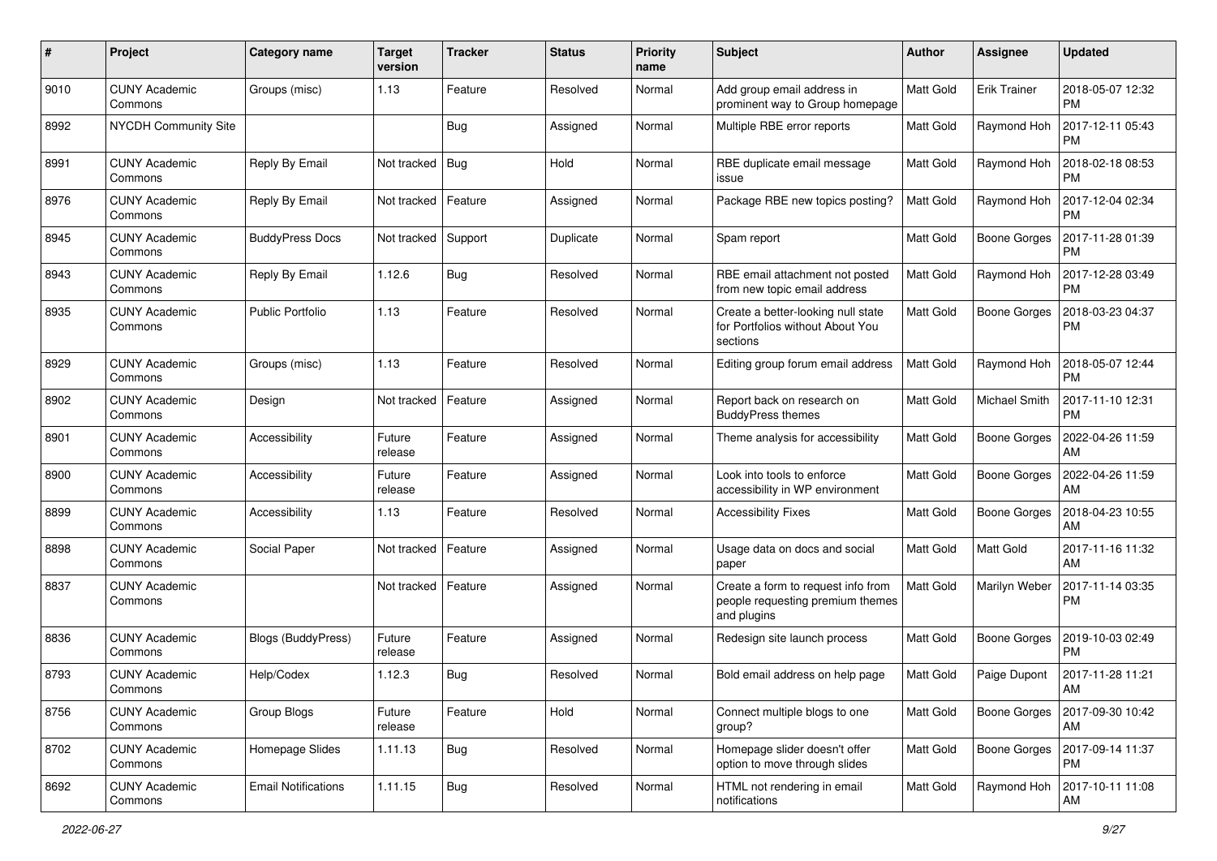| # | Project | Category name | Target version | Tracker | Status | Priority name | Subject | Author | Assignee | Updated |
|---|---|---|---|---|---|---|---|---|---|---|
| 9010 | CUNY Academic Commons | Groups (misc) | 1.13 | Feature | Resolved | Normal | Add group email address in prominent way to Group homepage | Matt Gold | Erik Trainer | 2018-05-07 12:32 PM |
| 8992 | NYCDH Community Site | | | Bug | Assigned | Normal | Multiple RBE error reports | Matt Gold | Raymond Hoh | 2017-12-11 05:43 PM |
| 8991 | CUNY Academic Commons | Reply By Email | Not tracked | Bug | Hold | Normal | RBE duplicate email message issue | Matt Gold | Raymond Hoh | 2018-02-18 08:53 PM |
| 8976 | CUNY Academic Commons | Reply By Email | Not tracked | Feature | Assigned | Normal | Package RBE new topics posting? | Matt Gold | Raymond Hoh | 2017-12-04 02:34 PM |
| 8945 | CUNY Academic Commons | BuddyPress Docs | Not tracked | Support | Duplicate | Normal | Spam report | Matt Gold | Boone Gorges | 2017-11-28 01:39 PM |
| 8943 | CUNY Academic Commons | Reply By Email | 1.12.6 | Bug | Resolved | Normal | RBE email attachment not posted from new topic email address | Matt Gold | Raymond Hoh | 2017-12-28 03:49 PM |
| 8935 | CUNY Academic Commons | Public Portfolio | 1.13 | Feature | Resolved | Normal | Create a better-looking null state for Portfolios without About You sections | Matt Gold | Boone Gorges | 2018-03-23 04:37 PM |
| 8929 | CUNY Academic Commons | Groups (misc) | 1.13 | Feature | Resolved | Normal | Editing group forum email address | Matt Gold | Raymond Hoh | 2018-05-07 12:44 PM |
| 8902 | CUNY Academic Commons | Design | Not tracked | Feature | Assigned | Normal | Report back on research on BuddyPress themes | Matt Gold | Michael Smith | 2017-11-10 12:31 PM |
| 8901 | CUNY Academic Commons | Accessibility | Future release | Feature | Assigned | Normal | Theme analysis for accessibility | Matt Gold | Boone Gorges | 2022-04-26 11:59 AM |
| 8900 | CUNY Academic Commons | Accessibility | Future release | Feature | Assigned | Normal | Look into tools to enforce accessibility in WP environment | Matt Gold | Boone Gorges | 2022-04-26 11:59 AM |
| 8899 | CUNY Academic Commons | Accessibility | 1.13 | Feature | Resolved | Normal | Accessibility Fixes | Matt Gold | Boone Gorges | 2018-04-23 10:55 AM |
| 8898 | CUNY Academic Commons | Social Paper | Not tracked | Feature | Assigned | Normal | Usage data on docs and social paper | Matt Gold | Matt Gold | 2017-11-16 11:32 AM |
| 8837 | CUNY Academic Commons | | Not tracked | Feature | Assigned | Normal | Create a form to request info from people requesting premium themes and plugins | Matt Gold | Marilyn Weber | 2017-11-14 03:35 PM |
| 8836 | CUNY Academic Commons | Blogs (BuddyPress) | Future release | Feature | Assigned | Normal | Redesign site launch process | Matt Gold | Boone Gorges | 2019-10-03 02:49 PM |
| 8793 | CUNY Academic Commons | Help/Codex | 1.12.3 | Bug | Resolved | Normal | Bold email address on help page | Matt Gold | Paige Dupont | 2017-11-28 11:21 AM |
| 8756 | CUNY Academic Commons | Group Blogs | Future release | Feature | Hold | Normal | Connect multiple blogs to one group? | Matt Gold | Boone Gorges | 2017-09-30 10:42 AM |
| 8702 | CUNY Academic Commons | Homepage Slides | 1.11.13 | Bug | Resolved | Normal | Homepage slider doesn't offer option to move through slides | Matt Gold | Boone Gorges | 2017-09-14 11:37 PM |
| 8692 | CUNY Academic Commons | Email Notifications | 1.11.15 | Bug | Resolved | Normal | HTML not rendering in email notifications | Matt Gold | Raymond Hoh | 2017-10-11 11:08 AM |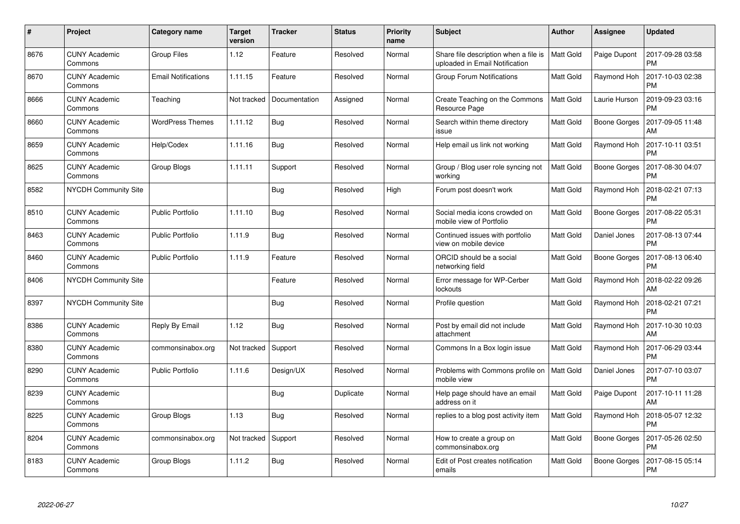| # | Project | Category name | Target version | Tracker | Status | Priority name | Subject | Author | Assignee | Updated |
|---|---|---|---|---|---|---|---|---|---|---|
| 8676 | CUNY Academic Commons | Group Files | 1.12 | Feature | Resolved | Normal | Share file description when a file is uploaded in Email Notification | Matt Gold | Paige Dupont | 2017-09-28 03:58 PM |
| 8670 | CUNY Academic Commons | Email Notifications | 1.11.15 | Feature | Resolved | Normal | Group Forum Notifications | Matt Gold | Raymond Hoh | 2017-10-03 02:38 PM |
| 8666 | CUNY Academic Commons | Teaching | Not tracked | Documentation | Assigned | Normal | Create Teaching on the Commons Resource Page | Matt Gold | Laurie Hurson | 2019-09-23 03:16 PM |
| 8660 | CUNY Academic Commons | WordPress Themes | 1.11.12 | Bug | Resolved | Normal | Search within theme directory issue | Matt Gold | Boone Gorges | 2017-09-05 11:48 AM |
| 8659 | CUNY Academic Commons | Help/Codex | 1.11.16 | Bug | Resolved | Normal | Help email us link not working | Matt Gold | Raymond Hoh | 2017-10-11 03:51 PM |
| 8625 | CUNY Academic Commons | Group Blogs | 1.11.11 | Support | Resolved | Normal | Group / Blog user role syncing not working | Matt Gold | Boone Gorges | 2017-08-30 04:07 PM |
| 8582 | NYCDH Community Site | | | Bug | Resolved | High | Forum post doesn't work | Matt Gold | Raymond Hoh | 2018-02-21 07:13 PM |
| 8510 | CUNY Academic Commons | Public Portfolio | 1.11.10 | Bug | Resolved | Normal | Social media icons crowded on mobile view of Portfolio | Matt Gold | Boone Gorges | 2017-08-22 05:31 PM |
| 8463 | CUNY Academic Commons | Public Portfolio | 1.11.9 | Bug | Resolved | Normal | Continued issues with portfolio view on mobile device | Matt Gold | Daniel Jones | 2017-08-13 07:44 PM |
| 8460 | CUNY Academic Commons | Public Portfolio | 1.11.9 | Feature | Resolved | Normal | ORCID should be a social networking field | Matt Gold | Boone Gorges | 2017-08-13 06:40 PM |
| 8406 | NYCDH Community Site | | | Feature | Resolved | Normal | Error message for WP-Cerber lockouts | Matt Gold | Raymond Hoh | 2018-02-22 09:26 AM |
| 8397 | NYCDH Community Site | | | Bug | Resolved | Normal | Profile question | Matt Gold | Raymond Hoh | 2018-02-21 07:21 PM |
| 8386 | CUNY Academic Commons | Reply By Email | 1.12 | Bug | Resolved | Normal | Post by email did not include attachment | Matt Gold | Raymond Hoh | 2017-10-30 10:03 AM |
| 8380 | CUNY Academic Commons | commonsinabox.org | Not tracked | Support | Resolved | Normal | Commons In a Box login issue | Matt Gold | Raymond Hoh | 2017-06-29 03:44 PM |
| 8290 | CUNY Academic Commons | Public Portfolio | 1.11.6 | Design/UX | Resolved | Normal | Problems with Commons profile on mobile view | Matt Gold | Daniel Jones | 2017-07-10 03:07 PM |
| 8239 | CUNY Academic Commons | | | Bug | Duplicate | Normal | Help page should have an email address on it | Matt Gold | Paige Dupont | 2017-10-11 11:28 AM |
| 8225 | CUNY Academic Commons | Group Blogs | 1.13 | Bug | Resolved | Normal | replies to a blog post activity item | Matt Gold | Raymond Hoh | 2018-05-07 12:32 PM |
| 8204 | CUNY Academic Commons | commonsinabox.org | Not tracked | Support | Resolved | Normal | How to create a group on commonsinabox.org | Matt Gold | Boone Gorges | 2017-05-26 02:50 PM |
| 8183 | CUNY Academic Commons | Group Blogs | 1.11.2 | Bug | Resolved | Normal | Edit of Post creates notification emails | Matt Gold | Boone Gorges | 2017-08-15 05:14 PM |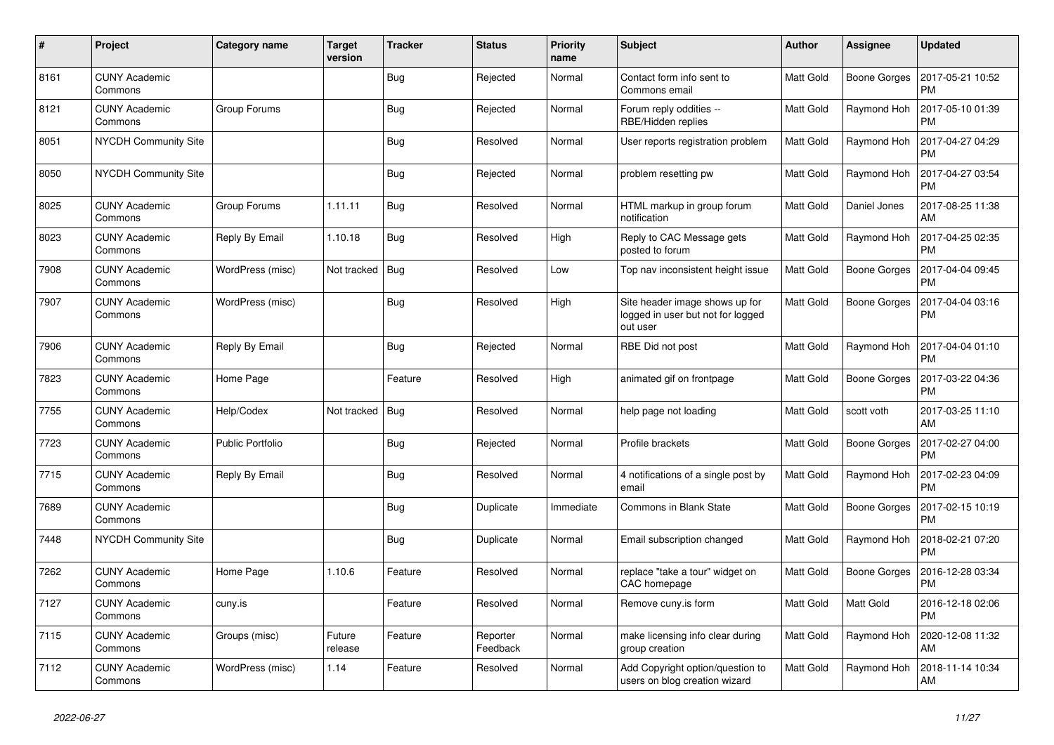| # | Project | Category name | Target version | Tracker | Status | Priority name | Subject | Author | Assignee | Updated |
|---|---|---|---|---|---|---|---|---|---|---|
| 8161 | CUNY Academic Commons | | | Bug | Rejected | Normal | Contact form info sent to Commons email | Matt Gold | Boone Gorges | 2017-05-21 10:52 PM |
| 8121 | CUNY Academic Commons | Group Forums | | Bug | Rejected | Normal | Forum reply oddities -- RBE/Hidden replies | Matt Gold | Raymond Hoh | 2017-05-10 01:39 PM |
| 8051 | NYCDH Community Site | | | Bug | Resolved | Normal | User reports registration problem | Matt Gold | Raymond Hoh | 2017-04-27 04:29 PM |
| 8050 | NYCDH Community Site | | | Bug | Rejected | Normal | problem resetting pw | Matt Gold | Raymond Hoh | 2017-04-27 03:54 PM |
| 8025 | CUNY Academic Commons | Group Forums | 1.11.11 | Bug | Resolved | Normal | HTML markup in group forum notification | Matt Gold | Daniel Jones | 2017-08-25 11:38 AM |
| 8023 | CUNY Academic Commons | Reply By Email | 1.10.18 | Bug | Resolved | High | Reply to CAC Message gets posted to forum | Matt Gold | Raymond Hoh | 2017-04-25 02:35 PM |
| 7908 | CUNY Academic Commons | WordPress (misc) | Not tracked | Bug | Resolved | Low | Top nav inconsistent height issue | Matt Gold | Boone Gorges | 2017-04-04 09:45 PM |
| 7907 | CUNY Academic Commons | WordPress (misc) | | Bug | Resolved | High | Site header image shows up for logged in user but not for logged out user | Matt Gold | Boone Gorges | 2017-04-04 03:16 PM |
| 7906 | CUNY Academic Commons | Reply By Email | | Bug | Rejected | Normal | RBE Did not post | Matt Gold | Raymond Hoh | 2017-04-04 01:10 PM |
| 7823 | CUNY Academic Commons | Home Page | | Feature | Resolved | High | animated gif on frontpage | Matt Gold | Boone Gorges | 2017-03-22 04:36 PM |
| 7755 | CUNY Academic Commons | Help/Codex | Not tracked | Bug | Resolved | Normal | help page not loading | Matt Gold | scott voth | 2017-03-25 11:10 AM |
| 7723 | CUNY Academic Commons | Public Portfolio | | Bug | Rejected | Normal | Profile brackets | Matt Gold | Boone Gorges | 2017-02-27 04:00 PM |
| 7715 | CUNY Academic Commons | Reply By Email | | Bug | Resolved | Normal | 4 notifications of a single post by email | Matt Gold | Raymond Hoh | 2017-02-23 04:09 PM |
| 7689 | CUNY Academic Commons | | | Bug | Duplicate | Immediate | Commons in Blank State | Matt Gold | Boone Gorges | 2017-02-15 10:19 PM |
| 7448 | NYCDH Community Site | | | Bug | Duplicate | Normal | Email subscription changed | Matt Gold | Raymond Hoh | 2018-02-21 07:20 PM |
| 7262 | CUNY Academic Commons | Home Page | 1.10.6 | Feature | Resolved | Normal | replace "take a tour" widget on CAC homepage | Matt Gold | Boone Gorges | 2016-12-28 03:34 PM |
| 7127 | CUNY Academic Commons | cuny.is | | Feature | Resolved | Normal | Remove cuny.is form | Matt Gold | Matt Gold | 2016-12-18 02:06 PM |
| 7115 | CUNY Academic Commons | Groups (misc) | Future release | Feature | Reporter Feedback | Normal | make licensing info clear during group creation | Matt Gold | Raymond Hoh | 2020-12-08 11:32 AM |
| 7112 | CUNY Academic Commons | WordPress (misc) | 1.14 | Feature | Resolved | Normal | Add Copyright option/question to users on blog creation wizard | Matt Gold | Raymond Hoh | 2018-11-14 10:34 AM |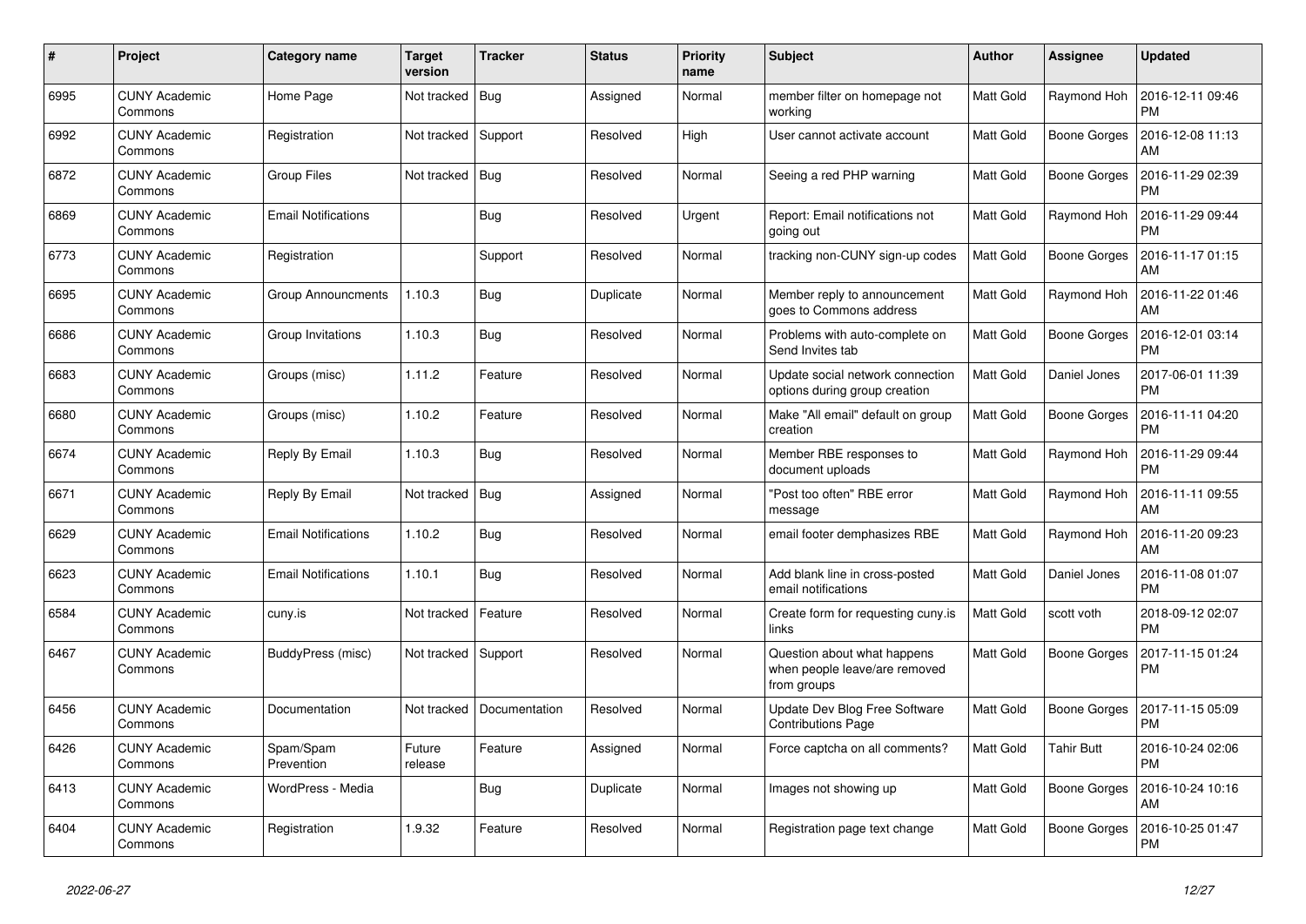| # | Project | Category name | Target version | Tracker | Status | Priority name | Subject | Author | Assignee | Updated |
|---|---|---|---|---|---|---|---|---|---|---|
| 6995 | CUNY Academic Commons | Home Page | Not tracked | Bug | Assigned | Normal | member filter on homepage not working | Matt Gold | Raymond Hoh | 2016-12-11 09:46 PM |
| 6992 | CUNY Academic Commons | Registration | Not tracked | Support | Resolved | High | User cannot activate account | Matt Gold | Boone Gorges | 2016-12-08 11:13 AM |
| 6872 | CUNY Academic Commons | Group Files | Not tracked | Bug | Resolved | Normal | Seeing a red PHP warning | Matt Gold | Boone Gorges | 2016-11-29 02:39 PM |
| 6869 | CUNY Academic Commons | Email Notifications | | Bug | Resolved | Urgent | Report: Email notifications not going out | Matt Gold | Raymond Hoh | 2016-11-29 09:44 PM |
| 6773 | CUNY Academic Commons | Registration | | Support | Resolved | Normal | tracking non-CUNY sign-up codes | Matt Gold | Boone Gorges | 2016-11-17 01:15 AM |
| 6695 | CUNY Academic Commons | Group Announcments | 1.10.3 | Bug | Duplicate | Normal | Member reply to announcement goes to Commons address | Matt Gold | Raymond Hoh | 2016-11-22 01:46 AM |
| 6686 | CUNY Academic Commons | Group Invitations | 1.10.3 | Bug | Resolved | Normal | Problems with auto-complete on Send Invites tab | Matt Gold | Boone Gorges | 2016-12-01 03:14 PM |
| 6683 | CUNY Academic Commons | Groups (misc) | 1.11.2 | Feature | Resolved | Normal | Update social network connection options during group creation | Matt Gold | Daniel Jones | 2017-06-01 11:39 PM |
| 6680 | CUNY Academic Commons | Groups (misc) | 1.10.2 | Feature | Resolved | Normal | Make "All email" default on group creation | Matt Gold | Boone Gorges | 2016-11-11 04:20 PM |
| 6674 | CUNY Academic Commons | Reply By Email | 1.10.3 | Bug | Resolved | Normal | Member RBE responses to document uploads | Matt Gold | Raymond Hoh | 2016-11-29 09:44 PM |
| 6671 | CUNY Academic Commons | Reply By Email | Not tracked | Bug | Assigned | Normal | "Post too often" RBE error message | Matt Gold | Raymond Hoh | 2016-11-11 09:55 AM |
| 6629 | CUNY Academic Commons | Email Notifications | 1.10.2 | Bug | Resolved | Normal | email footer demphasizes RBE | Matt Gold | Raymond Hoh | 2016-11-20 09:23 AM |
| 6623 | CUNY Academic Commons | Email Notifications | 1.10.1 | Bug | Resolved | Normal | Add blank line in cross-posted email notifications | Matt Gold | Daniel Jones | 2016-11-08 01:07 PM |
| 6584 | CUNY Academic Commons | cuny.is | Not tracked | Feature | Resolved | Normal | Create form for requesting cuny.is links | Matt Gold | scott voth | 2018-09-12 02:07 PM |
| 6467 | CUNY Academic Commons | BuddyPress (misc) | Not tracked | Support | Resolved | Normal | Question about what happens when people leave/are removed from groups | Matt Gold | Boone Gorges | 2017-11-15 01:24 PM |
| 6456 | CUNY Academic Commons | Documentation | Not tracked | Documentation | Resolved | Normal | Update Dev Blog Free Software Contributions Page | Matt Gold | Boone Gorges | 2017-11-15 05:09 PM |
| 6426 | CUNY Academic Commons | Spam/Spam Prevention | Future release | Feature | Assigned | Normal | Force captcha on all comments? | Matt Gold | Tahir Butt | 2016-10-24 02:06 PM |
| 6413 | CUNY Academic Commons | WordPress - Media | | Bug | Duplicate | Normal | Images not showing up | Matt Gold | Boone Gorges | 2016-10-24 10:16 AM |
| 6404 | CUNY Academic Commons | Registration | 1.9.32 | Feature | Resolved | Normal | Registration page text change | Matt Gold | Boone Gorges | 2016-10-25 01:47 PM |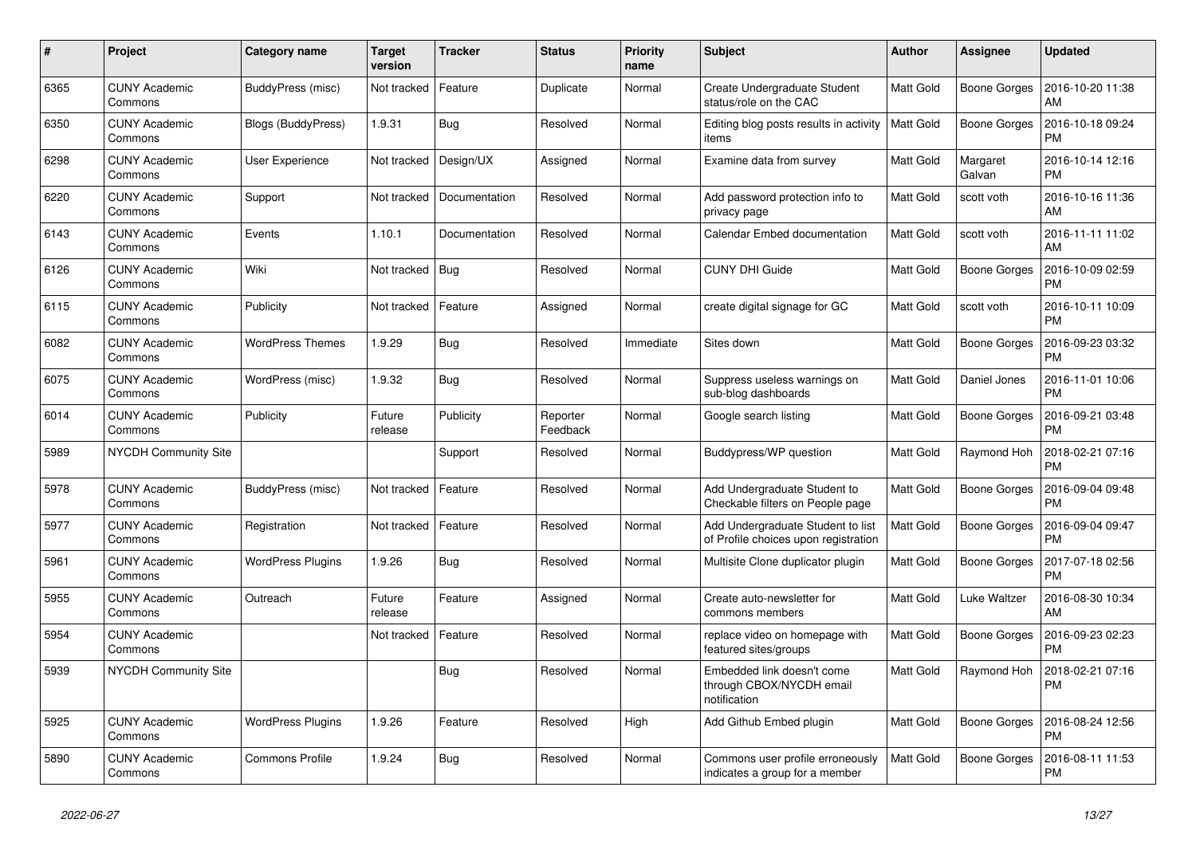| # | Project | Category name | Target version | Tracker | Status | Priority name | Subject | Author | Assignee | Updated |
|---|---|---|---|---|---|---|---|---|---|---|
| 6365 | CUNY Academic Commons | BuddyPress (misc) | Not tracked | Feature | Duplicate | Normal | Create Undergraduate Student status/role on the CAC | Matt Gold | Boone Gorges | 2016-10-20 11:38 AM |
| 6350 | CUNY Academic Commons | Blogs (BuddyPress) | 1.9.31 | Bug | Resolved | Normal | Editing blog posts results in activity items | Matt Gold | Boone Gorges | 2016-10-18 09:24 PM |
| 6298 | CUNY Academic Commons | User Experience | Not tracked | Design/UX | Assigned | Normal | Examine data from survey | Matt Gold | Margaret Galvan | 2016-10-14 12:16 PM |
| 6220 | CUNY Academic Commons | Support | Not tracked | Documentation | Resolved | Normal | Add password protection info to privacy page | Matt Gold | scott voth | 2016-10-16 11:36 AM |
| 6143 | CUNY Academic Commons | Events | 1.10.1 | Documentation | Resolved | Normal | Calendar Embed documentation | Matt Gold | scott voth | 2016-11-11 11:02 AM |
| 6126 | CUNY Academic Commons | Wiki | Not tracked | Bug | Resolved | Normal | CUNY DHI Guide | Matt Gold | Boone Gorges | 2016-10-09 02:59 PM |
| 6115 | CUNY Academic Commons | Publicity | Not tracked | Feature | Assigned | Normal | create digital signage for GC | Matt Gold | scott voth | 2016-10-11 10:09 PM |
| 6082 | CUNY Academic Commons | WordPress Themes | 1.9.29 | Bug | Resolved | Immediate | Sites down | Matt Gold | Boone Gorges | 2016-09-23 03:32 PM |
| 6075 | CUNY Academic Commons | WordPress (misc) | 1.9.32 | Bug | Resolved | Normal | Suppress useless warnings on sub-blog dashboards | Matt Gold | Daniel Jones | 2016-11-01 10:06 PM |
| 6014 | CUNY Academic Commons | Publicity | Future release | Publicity | Reporter Feedback | Normal | Google search listing | Matt Gold | Boone Gorges | 2016-09-21 03:48 PM |
| 5989 | NYCDH Community Site | | | Support | Resolved | Normal | Buddypress/WP question | Matt Gold | Raymond Hoh | 2018-02-21 07:16 PM |
| 5978 | CUNY Academic Commons | BuddyPress (misc) | Not tracked | Feature | Resolved | Normal | Add Undergraduate Student to Checkable filters on People page | Matt Gold | Boone Gorges | 2016-09-04 09:48 PM |
| 5977 | CUNY Academic Commons | Registration | Not tracked | Feature | Resolved | Normal | Add Undergraduate Student to list of Profile choices upon registration | Matt Gold | Boone Gorges | 2016-09-04 09:47 PM |
| 5961 | CUNY Academic Commons | WordPress Plugins | 1.9.26 | Bug | Resolved | Normal | Multisite Clone duplicator plugin | Matt Gold | Boone Gorges | 2017-07-18 02:56 PM |
| 5955 | CUNY Academic Commons | Outreach | Future release | Feature | Assigned | Normal | Create auto-newsletter for commons members | Matt Gold | Luke Waltzer | 2016-08-30 10:34 AM |
| 5954 | CUNY Academic Commons | | Not tracked | Feature | Resolved | Normal | replace video on homepage with featured sites/groups | Matt Gold | Boone Gorges | 2016-09-23 02:23 PM |
| 5939 | NYCDH Community Site | | | Bug | Resolved | Normal | Embedded link doesn't come through CBOX/NYCDH email notification | Matt Gold | Raymond Hoh | 2018-02-21 07:16 PM |
| 5925 | CUNY Academic Commons | WordPress Plugins | 1.9.26 | Feature | Resolved | High | Add Github Embed plugin | Matt Gold | Boone Gorges | 2016-08-24 12:56 PM |
| 5890 | CUNY Academic Commons | Commons Profile | 1.9.24 | Bug | Resolved | Normal | Commons user profile erroneously indicates a group for a member | Matt Gold | Boone Gorges | 2016-08-11 11:53 PM |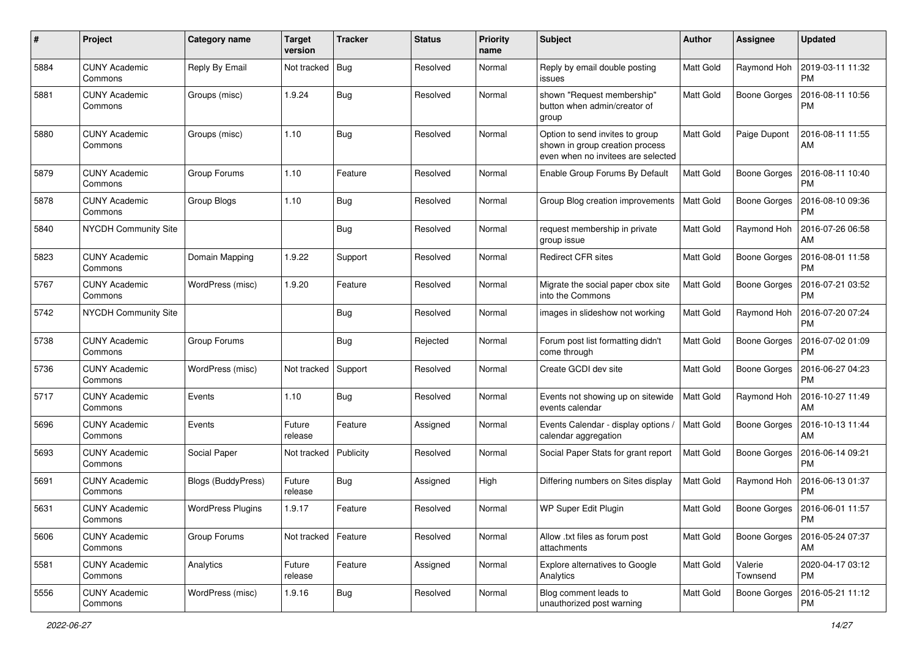| # | Project | Category name | Target version | Tracker | Status | Priority name | Subject | Author | Assignee | Updated |
|---|---|---|---|---|---|---|---|---|---|---|
| 5884 | CUNY Academic Commons | Reply By Email | Not tracked | Bug | Resolved | Normal | Reply by email double posting issues | Matt Gold | Raymond Hoh | 2019-03-11 11:32 PM |
| 5881 | CUNY Academic Commons | Groups (misc) | 1.9.24 | Bug | Resolved | Normal | shown "Request membership" button when admin/creator of group | Matt Gold | Boone Gorges | 2016-08-11 10:56 PM |
| 5880 | CUNY Academic Commons | Groups (misc) | 1.10 | Bug | Resolved | Normal | Option to send invites to group shown in group creation process even when no invitees are selected | Matt Gold | Paige Dupont | 2016-08-11 11:55 AM |
| 5879 | CUNY Academic Commons | Group Forums | 1.10 | Feature | Resolved | Normal | Enable Group Forums By Default | Matt Gold | Boone Gorges | 2016-08-11 10:40 PM |
| 5878 | CUNY Academic Commons | Group Blogs | 1.10 | Bug | Resolved | Normal | Group Blog creation improvements | Matt Gold | Boone Gorges | 2016-08-10 09:36 PM |
| 5840 | NYCDH Community Site | | | Bug | Resolved | Normal | request membership in private group issue | Matt Gold | Raymond Hoh | 2016-07-26 06:58 AM |
| 5823 | CUNY Academic Commons | Domain Mapping | 1.9.22 | Support | Resolved | Normal | Redirect CFR sites | Matt Gold | Boone Gorges | 2016-08-01 11:58 PM |
| 5767 | CUNY Academic Commons | WordPress (misc) | 1.9.20 | Feature | Resolved | Normal | Migrate the social paper cbox site into the Commons | Matt Gold | Boone Gorges | 2016-07-21 03:52 PM |
| 5742 | NYCDH Community Site | | | Bug | Resolved | Normal | images in slideshow not working | Matt Gold | Raymond Hoh | 2016-07-20 07:24 PM |
| 5738 | CUNY Academic Commons | Group Forums | | Bug | Rejected | Normal | Forum post list formatting didn't come through | Matt Gold | Boone Gorges | 2016-07-02 01:09 PM |
| 5736 | CUNY Academic Commons | WordPress (misc) | Not tracked | Support | Resolved | Normal | Create GCDI dev site | Matt Gold | Boone Gorges | 2016-06-27 04:23 PM |
| 5717 | CUNY Academic Commons | Events | 1.10 | Bug | Resolved | Normal | Events not showing up on sitewide events calendar | Matt Gold | Raymond Hoh | 2016-10-27 11:49 AM |
| 5696 | CUNY Academic Commons | Events | Future release | Feature | Assigned | Normal | Events Calendar - display options / calendar aggregation | Matt Gold | Boone Gorges | 2016-10-13 11:44 AM |
| 5693 | CUNY Academic Commons | Social Paper | Not tracked | Publicity | Resolved | Normal | Social Paper Stats for grant report | Matt Gold | Boone Gorges | 2016-06-14 09:21 PM |
| 5691 | CUNY Academic Commons | Blogs (BuddyPress) | Future release | Bug | Assigned | High | Differing numbers on Sites display | Matt Gold | Raymond Hoh | 2016-06-13 01:37 PM |
| 5631 | CUNY Academic Commons | WordPress Plugins | 1.9.17 | Feature | Resolved | Normal | WP Super Edit Plugin | Matt Gold | Boone Gorges | 2016-06-01 11:57 PM |
| 5606 | CUNY Academic Commons | Group Forums | Not tracked | Feature | Resolved | Normal | Allow .txt files as forum post attachments | Matt Gold | Boone Gorges | 2016-05-24 07:37 AM |
| 5581 | CUNY Academic Commons | Analytics | Future release | Feature | Assigned | Normal | Explore alternatives to Google Analytics | Matt Gold | Valerie Townsend | 2020-04-17 03:12 PM |
| 5556 | CUNY Academic Commons | WordPress (misc) | 1.9.16 | Bug | Resolved | Normal | Blog comment leads to unauthorized post warning | Matt Gold | Boone Gorges | 2016-05-21 11:12 PM |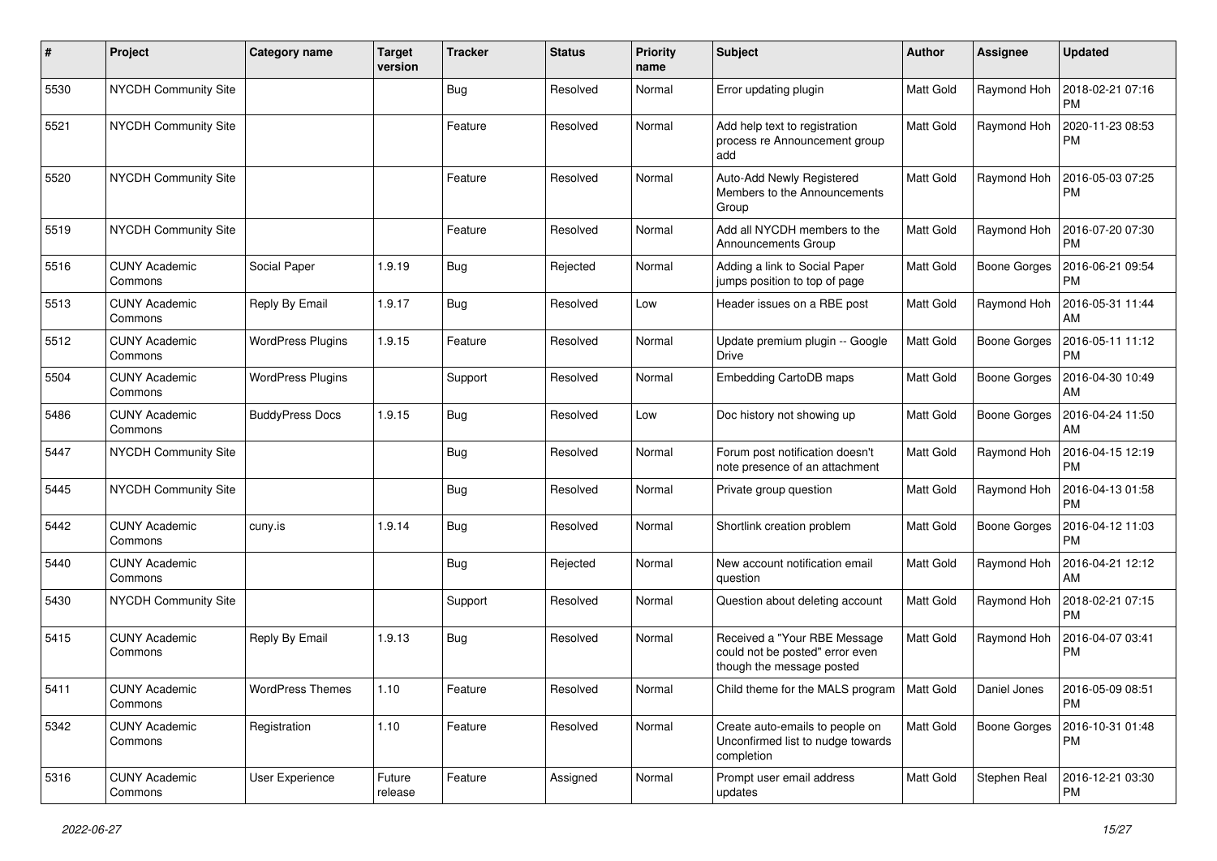| # | Project | Category name | Target version | Tracker | Status | Priority name | Subject | Author | Assignee | Updated |
|---|---|---|---|---|---|---|---|---|---|---|
| 5530 | NYCDH Community Site | | | Bug | Resolved | Normal | Error updating plugin | Matt Gold | Raymond Hoh | 2018-02-21 07:16 PM |
| 5521 | NYCDH Community Site | | | Feature | Resolved | Normal | Add help text to registration process re Announcement group add | Matt Gold | Raymond Hoh | 2020-11-23 08:53 PM |
| 5520 | NYCDH Community Site | | | Feature | Resolved | Normal | Auto-Add Newly Registered Members to the Announcements Group | Matt Gold | Raymond Hoh | 2016-05-03 07:25 PM |
| 5519 | NYCDH Community Site | | | Feature | Resolved | Normal | Add all NYCDH members to the Announcements Group | Matt Gold | Raymond Hoh | 2016-07-20 07:30 PM |
| 5516 | CUNY Academic Commons | Social Paper | 1.9.19 | Bug | Rejected | Normal | Adding a link to Social Paper jumps position to top of page | Matt Gold | Boone Gorges | 2016-06-21 09:54 PM |
| 5513 | CUNY Academic Commons | Reply By Email | 1.9.17 | Bug | Resolved | Low | Header issues on a RBE post | Matt Gold | Raymond Hoh | 2016-05-31 11:44 AM |
| 5512 | CUNY Academic Commons | WordPress Plugins | 1.9.15 | Feature | Resolved | Normal | Update premium plugin -- Google Drive | Matt Gold | Boone Gorges | 2016-05-11 11:12 PM |
| 5504 | CUNY Academic Commons | WordPress Plugins | | Support | Resolved | Normal | Embedding CartoDB maps | Matt Gold | Boone Gorges | 2016-04-30 10:49 AM |
| 5486 | CUNY Academic Commons | BuddyPress Docs | 1.9.15 | Bug | Resolved | Low | Doc history not showing up | Matt Gold | Boone Gorges | 2016-04-24 11:50 AM |
| 5447 | NYCDH Community Site | | | Bug | Resolved | Normal | Forum post notification doesn't note presence of an attachment | Matt Gold | Raymond Hoh | 2016-04-15 12:19 PM |
| 5445 | NYCDH Community Site | | | Bug | Resolved | Normal | Private group question | Matt Gold | Raymond Hoh | 2016-04-13 01:58 PM |
| 5442 | CUNY Academic Commons | cuny.is | 1.9.14 | Bug | Resolved | Normal | Shortlink creation problem | Matt Gold | Boone Gorges | 2016-04-12 11:03 PM |
| 5440 | CUNY Academic Commons | | | Bug | Rejected | Normal | New account notification email question | Matt Gold | Raymond Hoh | 2016-04-21 12:12 AM |
| 5430 | NYCDH Community Site | | | Support | Resolved | Normal | Question about deleting account | Matt Gold | Raymond Hoh | 2018-02-21 07:15 PM |
| 5415 | CUNY Academic Commons | Reply By Email | 1.9.13 | Bug | Resolved | Normal | Received a "Your RBE Message could not be posted" error even though the message posted | Matt Gold | Raymond Hoh | 2016-04-07 03:41 PM |
| 5411 | CUNY Academic Commons | WordPress Themes | 1.10 | Feature | Resolved | Normal | Child theme for the MALS program | Matt Gold | Daniel Jones | 2016-05-09 08:51 PM |
| 5342 | CUNY Academic Commons | Registration | 1.10 | Feature | Resolved | Normal | Create auto-emails to people on Unconfirmed list to nudge towards completion | Matt Gold | Boone Gorges | 2016-10-31 01:48 PM |
| 5316 | CUNY Academic Commons | User Experience | Future release | Feature | Assigned | Normal | Prompt user email address updates | Matt Gold | Stephen Real | 2016-12-21 03:30 PM |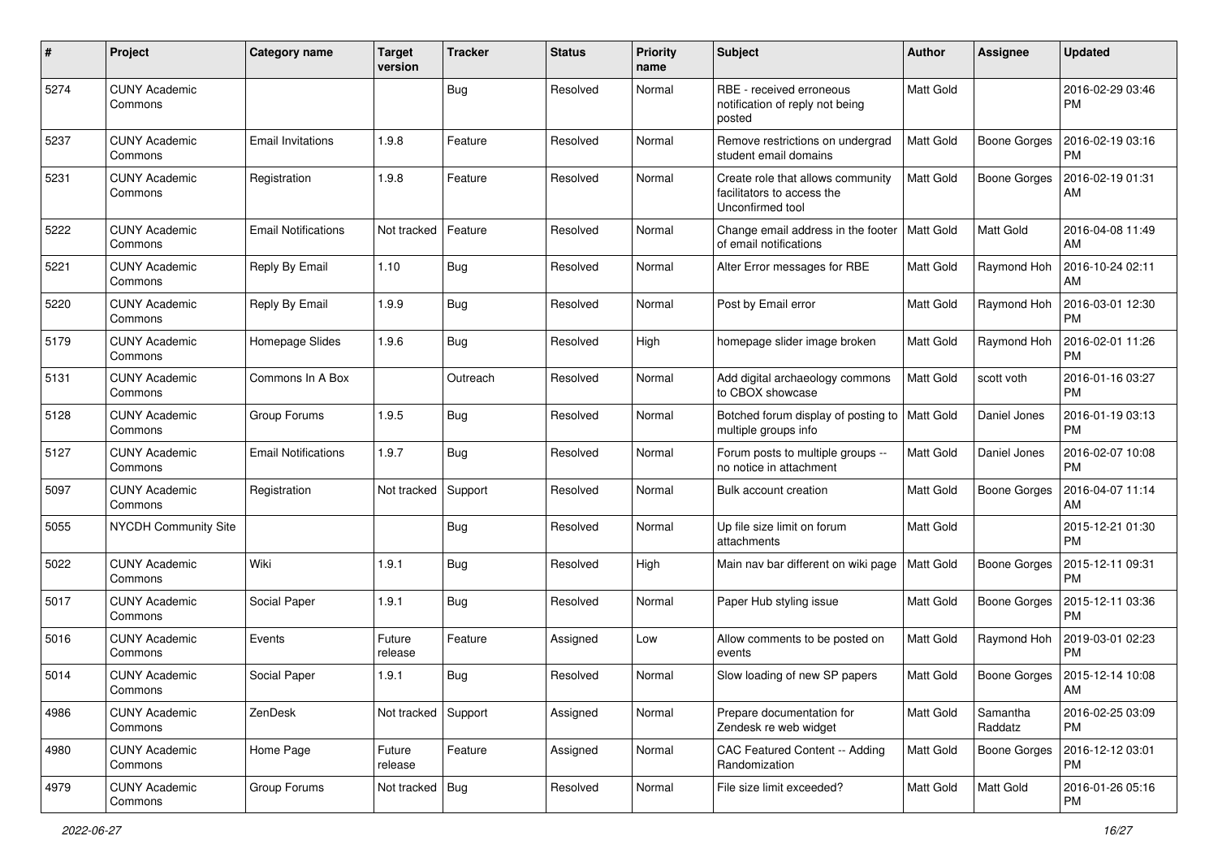| # | Project | Category name | Target version | Tracker | Status | Priority name | Subject | Author | Assignee | Updated |
|---|---|---|---|---|---|---|---|---|---|---|
| 5274 | CUNY Academic Commons | | | Bug | Resolved | Normal | RBE - received erroneous notification of reply not being posted | Matt Gold | | 2016-02-29 03:46 PM |
| 5237 | CUNY Academic Commons | Email Invitations | 1.9.8 | Feature | Resolved | Normal | Remove restrictions on undergrad student email domains | Matt Gold | Boone Gorges | 2016-02-19 03:16 PM |
| 5231 | CUNY Academic Commons | Registration | 1.9.8 | Feature | Resolved | Normal | Create role that allows community facilitators to access the Unconfirmed tool | Matt Gold | Boone Gorges | 2016-02-19 01:31 AM |
| 5222 | CUNY Academic Commons | Email Notifications | Not tracked | Feature | Resolved | Normal | Change email address in the footer of email notifications | Matt Gold | Matt Gold | 2016-04-08 11:49 AM |
| 5221 | CUNY Academic Commons | Reply By Email | 1.10 | Bug | Resolved | Normal | Alter Error messages for RBE | Matt Gold | Raymond Hoh | 2016-10-24 02:11 AM |
| 5220 | CUNY Academic Commons | Reply By Email | 1.9.9 | Bug | Resolved | Normal | Post by Email error | Matt Gold | Raymond Hoh | 2016-03-01 12:30 PM |
| 5179 | CUNY Academic Commons | Homepage Slides | 1.9.6 | Bug | Resolved | High | homepage slider image broken | Matt Gold | Raymond Hoh | 2016-02-01 11:26 PM |
| 5131 | CUNY Academic Commons | Commons In A Box | | Outreach | Resolved | Normal | Add digital archaeology commons to CBOX showcase | Matt Gold | scott voth | 2016-01-16 03:27 PM |
| 5128 | CUNY Academic Commons | Group Forums | 1.9.5 | Bug | Resolved | Normal | Botched forum display of posting to multiple groups info | Matt Gold | Daniel Jones | 2016-01-19 03:13 PM |
| 5127 | CUNY Academic Commons | Email Notifications | 1.9.7 | Bug | Resolved | Normal | Forum posts to multiple groups -- no notice in attachment | Matt Gold | Daniel Jones | 2016-02-07 10:08 PM |
| 5097 | CUNY Academic Commons | Registration | Not tracked | Support | Resolved | Normal | Bulk account creation | Matt Gold | Boone Gorges | 2016-04-07 11:14 AM |
| 5055 | NYCDH Community Site | | | Bug | Resolved | Normal | Up file size limit on forum attachments | Matt Gold | | 2015-12-21 01:30 PM |
| 5022 | CUNY Academic Commons | Wiki | 1.9.1 | Bug | Resolved | High | Main nav bar different on wiki page | Matt Gold | Boone Gorges | 2015-12-11 09:31 PM |
| 5017 | CUNY Academic Commons | Social Paper | 1.9.1 | Bug | Resolved | Normal | Paper Hub styling issue | Matt Gold | Boone Gorges | 2015-12-11 03:36 PM |
| 5016 | CUNY Academic Commons | Events | Future release | Feature | Assigned | Low | Allow comments to be posted on events | Matt Gold | Raymond Hoh | 2019-03-01 02:23 PM |
| 5014 | CUNY Academic Commons | Social Paper | 1.9.1 | Bug | Resolved | Normal | Slow loading of new SP papers | Matt Gold | Boone Gorges | 2015-12-14 10:08 AM |
| 4986 | CUNY Academic Commons | ZenDesk | Not tracked | Support | Assigned | Normal | Prepare documentation for Zendesk re web widget | Matt Gold | Samantha Raddatz | 2016-02-25 03:09 PM |
| 4980 | CUNY Academic Commons | Home Page | Future release | Feature | Assigned | Normal | CAC Featured Content -- Adding Randomization | Matt Gold | Boone Gorges | 2016-12-12 03:01 PM |
| 4979 | CUNY Academic Commons | Group Forums | Not tracked | Bug | Resolved | Normal | File size limit exceeded? | Matt Gold | Matt Gold | 2016-01-26 05:16 PM |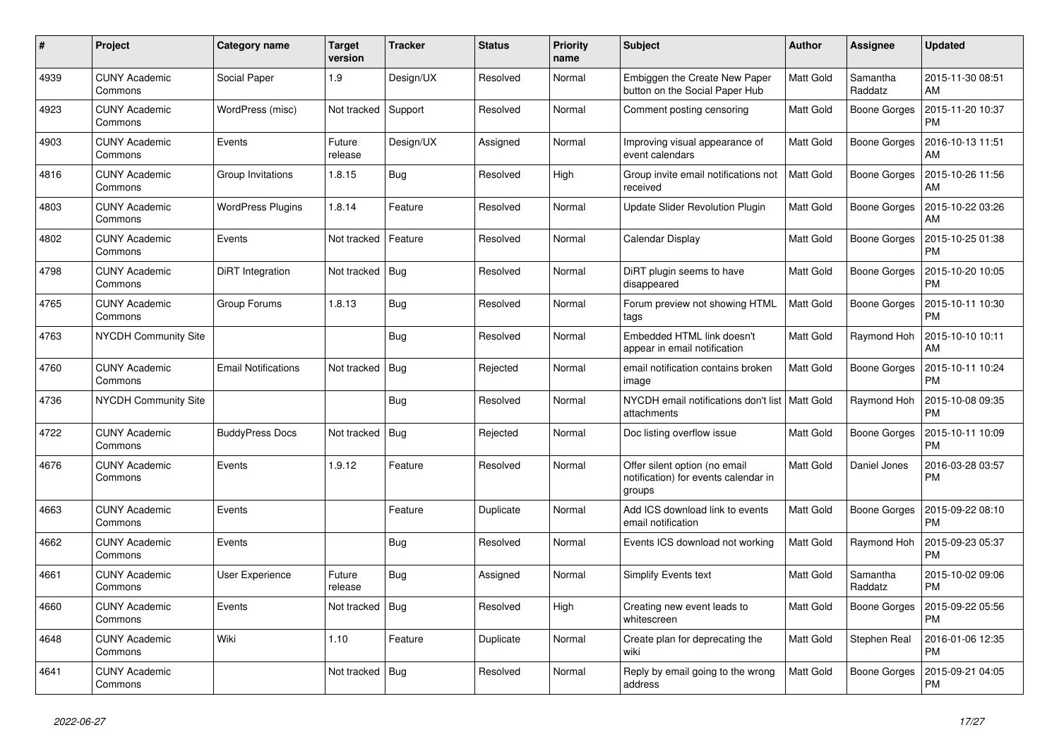| # | Project | Category name | Target version | Tracker | Status | Priority name | Subject | Author | Assignee | Updated |
|---|---|---|---|---|---|---|---|---|---|---|
| 4939 | CUNY Academic Commons | Social Paper | 1.9 | Design/UX | Resolved | Normal | Embiggen the Create New Paper button on the Social Paper Hub | Matt Gold | Samantha Raddatz | 2015-11-30 08:51 AM |
| 4923 | CUNY Academic Commons | WordPress (misc) | Not tracked | Support | Resolved | Normal | Comment posting censoring | Matt Gold | Boone Gorges | 2015-11-20 10:37 PM |
| 4903 | CUNY Academic Commons | Events | Future release | Design/UX | Assigned | Normal | Improving visual appearance of event calendars | Matt Gold | Boone Gorges | 2016-10-13 11:51 AM |
| 4816 | CUNY Academic Commons | Group Invitations | 1.8.15 | Bug | Resolved | High | Group invite email notifications not received | Matt Gold | Boone Gorges | 2015-10-26 11:56 AM |
| 4803 | CUNY Academic Commons | WordPress Plugins | 1.8.14 | Feature | Resolved | Normal | Update Slider Revolution Plugin | Matt Gold | Boone Gorges | 2015-10-22 03:26 AM |
| 4802 | CUNY Academic Commons | Events | Not tracked | Feature | Resolved | Normal | Calendar Display | Matt Gold | Boone Gorges | 2015-10-25 01:38 PM |
| 4798 | CUNY Academic Commons | DiRT Integration | Not tracked | Bug | Resolved | Normal | DiRT plugin seems to have disappeared | Matt Gold | Boone Gorges | 2015-10-20 10:05 PM |
| 4765 | CUNY Academic Commons | Group Forums | 1.8.13 | Bug | Resolved | Normal | Forum preview not showing HTML tags | Matt Gold | Boone Gorges | 2015-10-11 10:30 PM |
| 4763 | NYCDH Community Site | | | Bug | Resolved | Normal | Embedded HTML link doesn't appear in email notification | Matt Gold | Raymond Hoh | 2015-10-10 10:11 AM |
| 4760 | CUNY Academic Commons | Email Notifications | Not tracked | Bug | Rejected | Normal | email notification contains broken image | Matt Gold | Boone Gorges | 2015-10-11 10:24 PM |
| 4736 | NYCDH Community Site | | | Bug | Resolved | Normal | NYCDH email notifications don't list attachments | Matt Gold | Raymond Hoh | 2015-10-08 09:35 PM |
| 4722 | CUNY Academic Commons | BuddyPress Docs | Not tracked | Bug | Rejected | Normal | Doc listing overflow issue | Matt Gold | Boone Gorges | 2015-10-11 10:09 PM |
| 4676 | CUNY Academic Commons | Events | 1.9.12 | Feature | Resolved | Normal | Offer silent option (no email notification) for events calendar in groups | Matt Gold | Daniel Jones | 2016-03-28 03:57 PM |
| 4663 | CUNY Academic Commons | Events | | Feature | Duplicate | Normal | Add ICS download link to events email notification | Matt Gold | Boone Gorges | 2015-09-22 08:10 PM |
| 4662 | CUNY Academic Commons | Events | | Bug | Resolved | Normal | Events ICS download not working | Matt Gold | Raymond Hoh | 2015-09-23 05:37 PM |
| 4661 | CUNY Academic Commons | User Experience | Future release | Bug | Assigned | Normal | Simplify Events text | Matt Gold | Samantha Raddatz | 2015-10-02 09:06 PM |
| 4660 | CUNY Academic Commons | Events | Not tracked | Bug | Resolved | High | Creating new event leads to whitescreen | Matt Gold | Boone Gorges | 2015-09-22 05:56 PM |
| 4648 | CUNY Academic Commons | Wiki | 1.10 | Feature | Duplicate | Normal | Create plan for deprecating the wiki | Matt Gold | Stephen Real | 2016-01-06 12:35 PM |
| 4641 | CUNY Academic Commons | | Not tracked | Bug | Resolved | Normal | Reply by email going to the wrong address | Matt Gold | Boone Gorges | 2015-09-21 04:05 PM |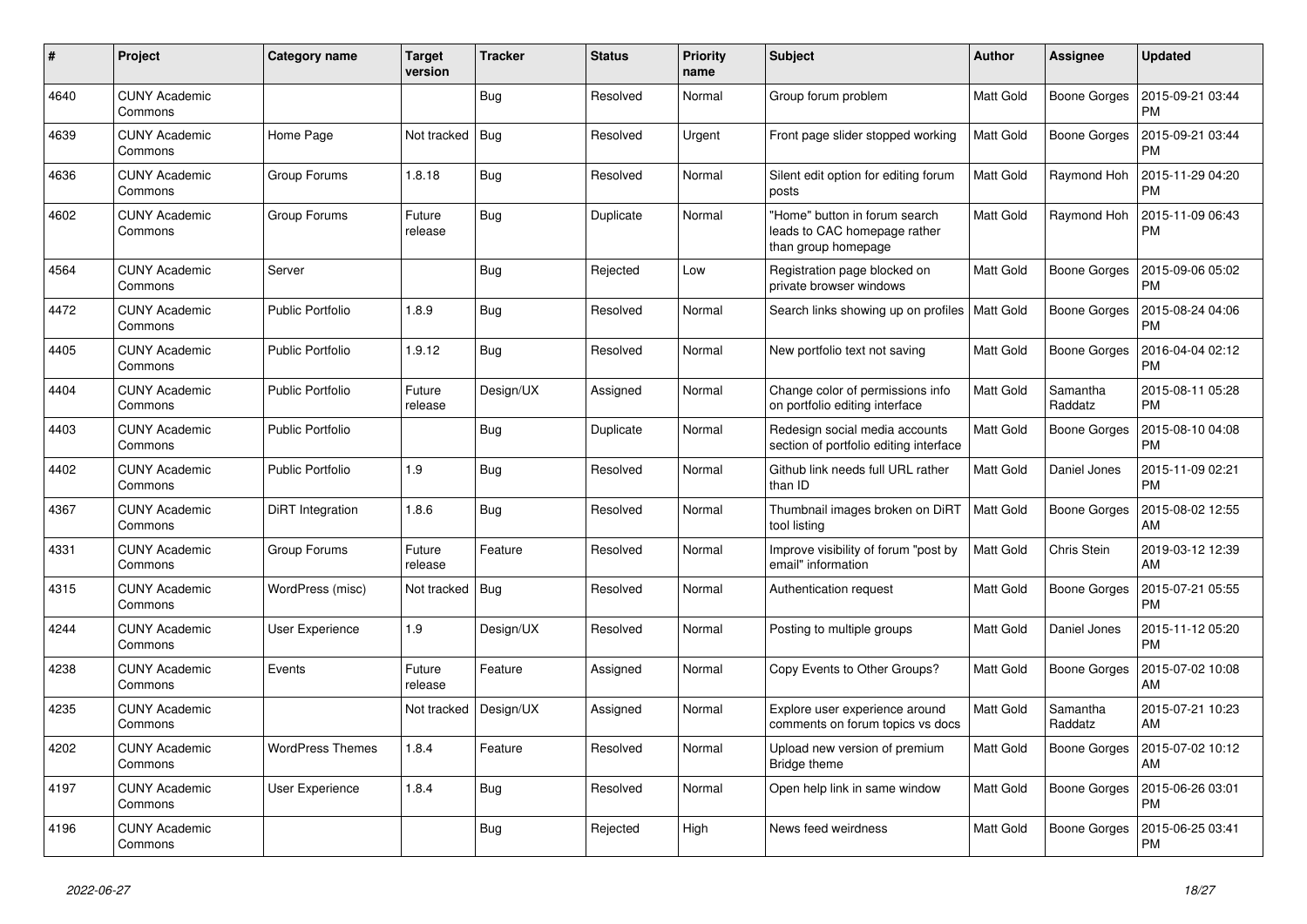| # | Project | Category name | Target version | Tracker | Status | Priority name | Subject | Author | Assignee | Updated |
|---|---|---|---|---|---|---|---|---|---|---|
| 4640 | CUNY Academic Commons | | | Bug | Resolved | Normal | Group forum problem | Matt Gold | Boone Gorges | 2015-09-21 03:44 PM |
| 4639 | CUNY Academic Commons | Home Page | Not tracked | Bug | Resolved | Urgent | Front page slider stopped working | Matt Gold | Boone Gorges | 2015-09-21 03:44 PM |
| 4636 | CUNY Academic Commons | Group Forums | 1.8.18 | Bug | Resolved | Normal | Silent edit option for editing forum posts | Matt Gold | Raymond Hoh | 2015-11-29 04:20 PM |
| 4602 | CUNY Academic Commons | Group Forums | Future release | Bug | Duplicate | Normal | "Home" button in forum search leads to CAC homepage rather than group homepage | Matt Gold | Raymond Hoh | 2015-11-09 06:43 PM |
| 4564 | CUNY Academic Commons | Server | | Bug | Rejected | Low | Registration page blocked on private browser windows | Matt Gold | Boone Gorges | 2015-09-06 05:02 PM |
| 4472 | CUNY Academic Commons | Public Portfolio | 1.8.9 | Bug | Resolved | Normal | Search links showing up on profiles | Matt Gold | Boone Gorges | 2015-08-24 04:06 PM |
| 4405 | CUNY Academic Commons | Public Portfolio | 1.9.12 | Bug | Resolved | Normal | New portfolio text not saving | Matt Gold | Boone Gorges | 2016-04-04 02:12 PM |
| 4404 | CUNY Academic Commons | Public Portfolio | Future release | Design/UX | Assigned | Normal | Change color of permissions info on portfolio editing interface | Matt Gold | Samantha Raddatz | 2015-08-11 05:28 PM |
| 4403 | CUNY Academic Commons | Public Portfolio | | Bug | Duplicate | Normal | Redesign social media accounts section of portfolio editing interface | Matt Gold | Boone Gorges | 2015-08-10 04:08 PM |
| 4402 | CUNY Academic Commons | Public Portfolio | 1.9 | Bug | Resolved | Normal | Github link needs full URL rather than ID | Matt Gold | Daniel Jones | 2015-11-09 02:21 PM |
| 4367 | CUNY Academic Commons | DiRT Integration | 1.8.6 | Bug | Resolved | Normal | Thumbnail images broken on DiRT tool listing | Matt Gold | Boone Gorges | 2015-08-02 12:55 AM |
| 4331 | CUNY Academic Commons | Group Forums | Future release | Feature | Resolved | Normal | Improve visibility of forum "post by email" information | Matt Gold | Chris Stein | 2019-03-12 12:39 AM |
| 4315 | CUNY Academic Commons | WordPress (misc) | Not tracked | Bug | Resolved | Normal | Authentication request | Matt Gold | Boone Gorges | 2015-07-21 05:55 PM |
| 4244 | CUNY Academic Commons | User Experience | 1.9 | Design/UX | Resolved | Normal | Posting to multiple groups | Matt Gold | Daniel Jones | 2015-11-12 05:20 PM |
| 4238 | CUNY Academic Commons | Events | Future release | Feature | Assigned | Normal | Copy Events to Other Groups? | Matt Gold | Boone Gorges | 2015-07-02 10:08 AM |
| 4235 | CUNY Academic Commons | | Not tracked | Design/UX | Assigned | Normal | Explore user experience around comments on forum topics vs docs | Matt Gold | Samantha Raddatz | 2015-07-21 10:23 AM |
| 4202 | CUNY Academic Commons | WordPress Themes | 1.8.4 | Feature | Resolved | Normal | Upload new version of premium Bridge theme | Matt Gold | Boone Gorges | 2015-07-02 10:12 AM |
| 4197 | CUNY Academic Commons | User Experience | 1.8.4 | Bug | Resolved | Normal | Open help link in same window | Matt Gold | Boone Gorges | 2015-06-26 03:01 PM |
| 4196 | CUNY Academic Commons | | | Bug | Rejected | High | News feed weirdness | Matt Gold | Boone Gorges | 2015-06-25 03:41 PM |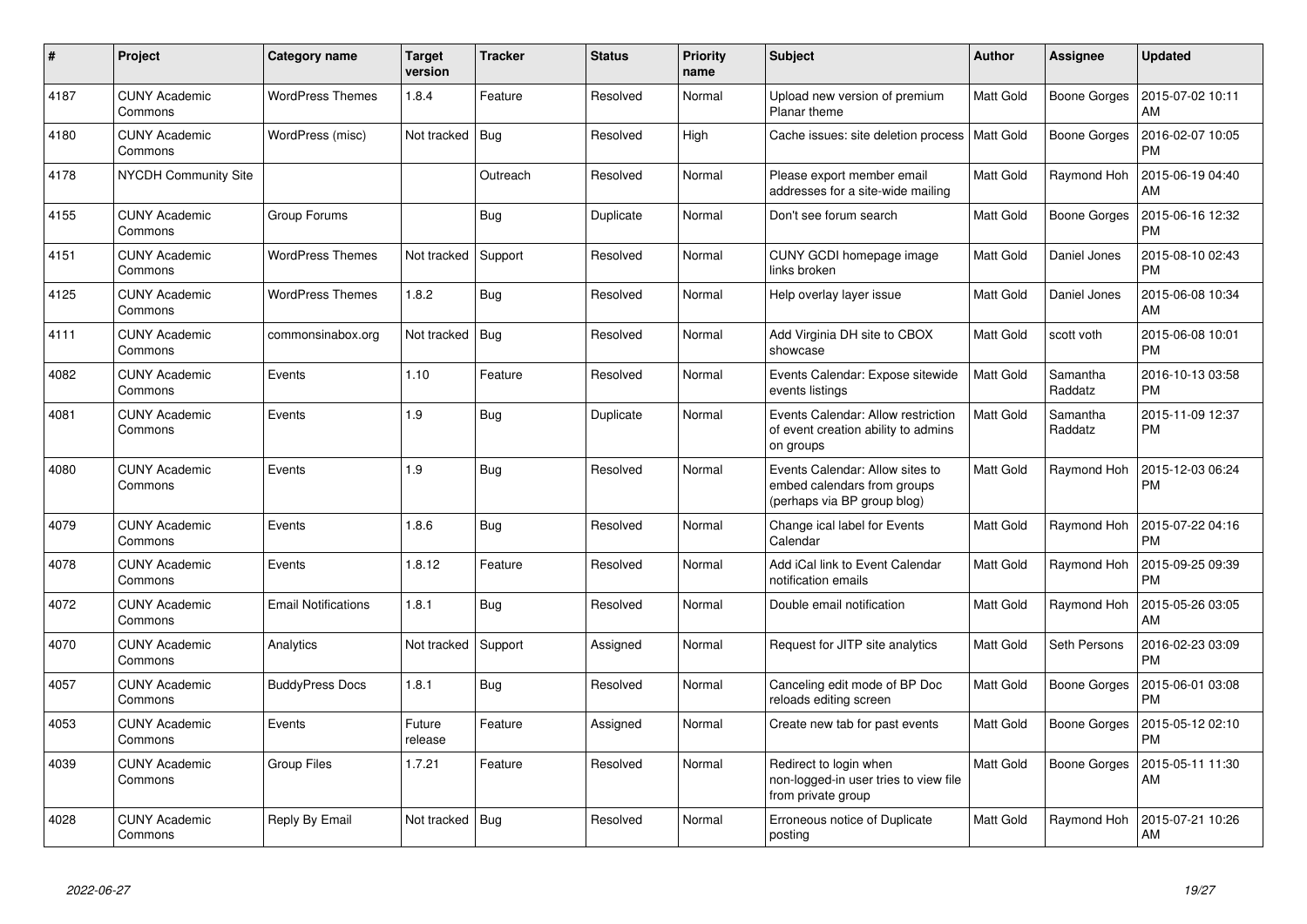| # | Project | Category name | Target version | Tracker | Status | Priority name | Subject | Author | Assignee | Updated |
|---|---|---|---|---|---|---|---|---|---|---|
| 4187 | CUNY Academic Commons | WordPress Themes | 1.8.4 | Feature | Resolved | Normal | Upload new version of premium Planar theme | Matt Gold | Boone Gorges | 2015-07-02 10:11 AM |
| 4180 | CUNY Academic Commons | WordPress (misc) | Not tracked | Bug | Resolved | High | Cache issues: site deletion process | Matt Gold | Boone Gorges | 2016-02-07 10:05 PM |
| 4178 | NYCDH Community Site | | | Outreach | Resolved | Normal | Please export member email addresses for a site-wide mailing | Matt Gold | Raymond Hoh | 2015-06-19 04:40 AM |
| 4155 | CUNY Academic Commons | Group Forums | | Bug | Duplicate | Normal | Don't see forum search | Matt Gold | Boone Gorges | 2015-06-16 12:32 PM |
| 4151 | CUNY Academic Commons | WordPress Themes | Not tracked | Support | Resolved | Normal | CUNY GCDI homepage image links broken | Matt Gold | Daniel Jones | 2015-08-10 02:43 PM |
| 4125 | CUNY Academic Commons | WordPress Themes | 1.8.2 | Bug | Resolved | Normal | Help overlay layer issue | Matt Gold | Daniel Jones | 2015-06-08 10:34 AM |
| 4111 | CUNY Academic Commons | commonsinabox.org | Not tracked | Bug | Resolved | Normal | Add Virginia DH site to CBOX showcase | Matt Gold | scott voth | 2015-06-08 10:01 PM |
| 4082 | CUNY Academic Commons | Events | 1.10 | Feature | Resolved | Normal | Events Calendar: Expose sitewide events listings | Matt Gold | Samantha Raddatz | 2016-10-13 03:58 PM |
| 4081 | CUNY Academic Commons | Events | 1.9 | Bug | Duplicate | Normal | Events Calendar: Allow restriction of event creation ability to admins on groups | Matt Gold | Samantha Raddatz | 2015-11-09 12:37 PM |
| 4080 | CUNY Academic Commons | Events | 1.9 | Bug | Resolved | Normal | Events Calendar: Allow sites to embed calendars from groups (perhaps via BP group blog) | Matt Gold | Raymond Hoh | 2015-12-03 06:24 PM |
| 4079 | CUNY Academic Commons | Events | 1.8.6 | Bug | Resolved | Normal | Change ical label for Events Calendar | Matt Gold | Raymond Hoh | 2015-07-22 04:16 PM |
| 4078 | CUNY Academic Commons | Events | 1.8.12 | Feature | Resolved | Normal | Add iCal link to Event Calendar notification emails | Matt Gold | Raymond Hoh | 2015-09-25 09:39 PM |
| 4072 | CUNY Academic Commons | Email Notifications | 1.8.1 | Bug | Resolved | Normal | Double email notification | Matt Gold | Raymond Hoh | 2015-05-26 03:05 AM |
| 4070 | CUNY Academic Commons | Analytics | Not tracked | Support | Assigned | Normal | Request for JITP site analytics | Matt Gold | Seth Persons | 2016-02-23 03:09 PM |
| 4057 | CUNY Academic Commons | BuddyPress Docs | 1.8.1 | Bug | Resolved | Normal | Canceling edit mode of BP Doc reloads editing screen | Matt Gold | Boone Gorges | 2015-06-01 03:08 PM |
| 4053 | CUNY Academic Commons | Events | Future release | Feature | Assigned | Normal | Create new tab for past events | Matt Gold | Boone Gorges | 2015-05-12 02:10 PM |
| 4039 | CUNY Academic Commons | Group Files | 1.7.21 | Feature | Resolved | Normal | Redirect to login when non-logged-in user tries to view file from private group | Matt Gold | Boone Gorges | 2015-05-11 11:30 AM |
| 4028 | CUNY Academic Commons | Reply By Email | Not tracked | Bug | Resolved | Normal | Erroneous notice of Duplicate posting | Matt Gold | Raymond Hoh | 2015-07-21 10:26 AM |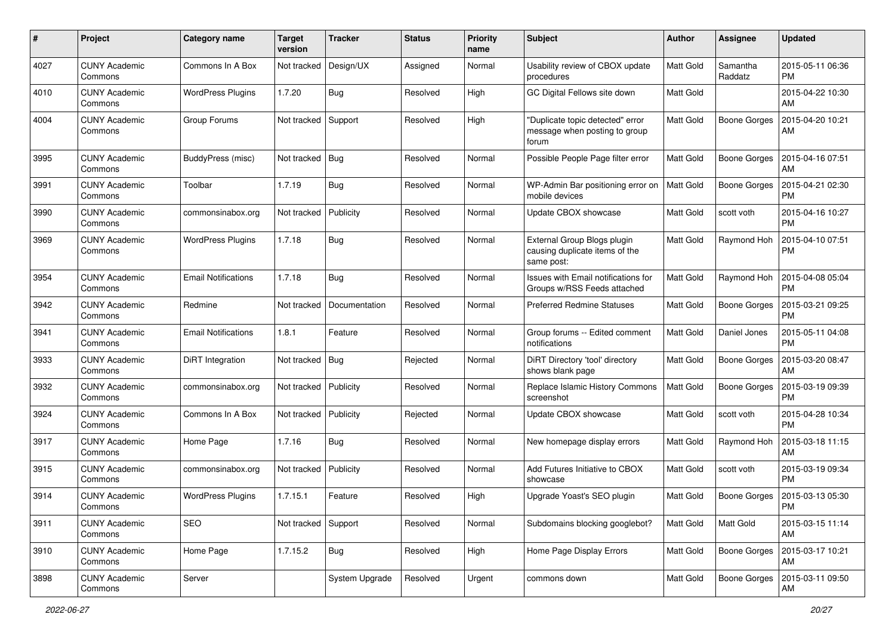| # | Project | Category name | Target version | Tracker | Status | Priority name | Subject | Author | Assignee | Updated |
|---|---|---|---|---|---|---|---|---|---|---|
| 4027 | CUNY Academic Commons | Commons In A Box | Not tracked | Design/UX | Assigned | Normal | Usability review of CBOX update procedures | Matt Gold | Samantha Raddatz | 2015-05-11 06:36 PM |
| 4010 | CUNY Academic Commons | WordPress Plugins | 1.7.20 | Bug | Resolved | High | GC Digital Fellows site down | Matt Gold | | 2015-04-22 10:30 AM |
| 4004 | CUNY Academic Commons | Group Forums | Not tracked | Support | Resolved | High | "Duplicate topic detected" error message when posting to group forum | Matt Gold | Boone Gorges | 2015-04-20 10:21 AM |
| 3995 | CUNY Academic Commons | BuddyPress (misc) | Not tracked | Bug | Resolved | Normal | Possible People Page filter error | Matt Gold | Boone Gorges | 2015-04-16 07:51 AM |
| 3991 | CUNY Academic Commons | Toolbar | 1.7.19 | Bug | Resolved | Normal | WP-Admin Bar positioning error on mobile devices | Matt Gold | Boone Gorges | 2015-04-21 02:30 PM |
| 3990 | CUNY Academic Commons | commonsinabox.org | Not tracked | Publicity | Resolved | Normal | Update CBOX showcase | Matt Gold | scott voth | 2015-04-16 10:27 PM |
| 3969 | CUNY Academic Commons | WordPress Plugins | 1.7.18 | Bug | Resolved | Normal | External Group Blogs plugin causing duplicate items of the same post: | Matt Gold | Raymond Hoh | 2015-04-10 07:51 PM |
| 3954 | CUNY Academic Commons | Email Notifications | 1.7.18 | Bug | Resolved | Normal | Issues with Email notifications for Groups w/RSS Feeds attached | Matt Gold | Raymond Hoh | 2015-04-08 05:04 PM |
| 3942 | CUNY Academic Commons | Redmine | Not tracked | Documentation | Resolved | Normal | Preferred Redmine Statuses | Matt Gold | Boone Gorges | 2015-03-21 09:25 PM |
| 3941 | CUNY Academic Commons | Email Notifications | 1.8.1 | Feature | Resolved | Normal | Group forums -- Edited comment notifications | Matt Gold | Daniel Jones | 2015-05-11 04:08 PM |
| 3933 | CUNY Academic Commons | DiRT Integration | Not tracked | Bug | Rejected | Normal | DiRT Directory 'tool' directory shows blank page | Matt Gold | Boone Gorges | 2015-03-20 08:47 AM |
| 3932 | CUNY Academic Commons | commonsinabox.org | Not tracked | Publicity | Resolved | Normal | Replace Islamic History Commons screenshot | Matt Gold | Boone Gorges | 2015-03-19 09:39 PM |
| 3924 | CUNY Academic Commons | Commons In A Box | Not tracked | Publicity | Rejected | Normal | Update CBOX showcase | Matt Gold | scott voth | 2015-04-28 10:34 PM |
| 3917 | CUNY Academic Commons | Home Page | 1.7.16 | Bug | Resolved | Normal | New homepage display errors | Matt Gold | Raymond Hoh | 2015-03-18 11:15 AM |
| 3915 | CUNY Academic Commons | commonsinabox.org | Not tracked | Publicity | Resolved | Normal | Add Futures Initiative to CBOX showcase | Matt Gold | scott voth | 2015-03-19 09:34 PM |
| 3914 | CUNY Academic Commons | WordPress Plugins | 1.7.15.1 | Feature | Resolved | High | Upgrade Yoast's SEO plugin | Matt Gold | Boone Gorges | 2015-03-13 05:30 PM |
| 3911 | CUNY Academic Commons | SEO | Not tracked | Support | Resolved | Normal | Subdomains blocking googlebot? | Matt Gold | Matt Gold | 2015-03-15 11:14 AM |
| 3910 | CUNY Academic Commons | Home Page | 1.7.15.2 | Bug | Resolved | High | Home Page Display Errors | Matt Gold | Boone Gorges | 2015-03-17 10:21 AM |
| 3898 | CUNY Academic Commons | Server | | System Upgrade | Resolved | Urgent | commons down | Matt Gold | Boone Gorges | 2015-03-11 09:50 AM |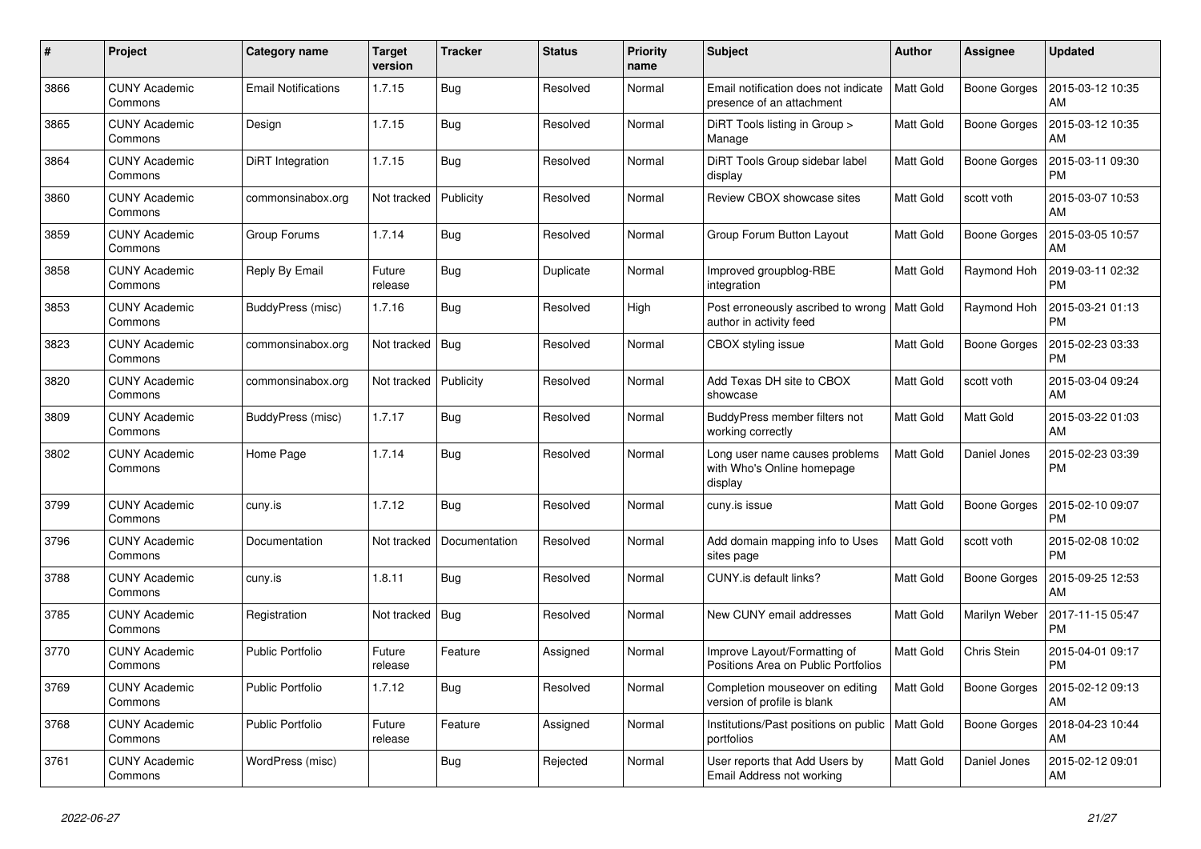| # | Project | Category name | Target version | Tracker | Status | Priority name | Subject | Author | Assignee | Updated |
|---|---|---|---|---|---|---|---|---|---|---|
| 3866 | CUNY Academic Commons | Email Notifications | 1.7.15 | Bug | Resolved | Normal | Email notification does not indicate presence of an attachment | Matt Gold | Boone Gorges | 2015-03-12 10:35 AM |
| 3865 | CUNY Academic Commons | Design | 1.7.15 | Bug | Resolved | Normal | DiRT Tools listing in Group > Manage | Matt Gold | Boone Gorges | 2015-03-12 10:35 AM |
| 3864 | CUNY Academic Commons | DiRT Integration | 1.7.15 | Bug | Resolved | Normal | DiRT Tools Group sidebar label display | Matt Gold | Boone Gorges | 2015-03-11 09:30 PM |
| 3860 | CUNY Academic Commons | commonsinabox.org | Not tracked | Publicity | Resolved | Normal | Review CBOX showcase sites | Matt Gold | scott voth | 2015-03-07 10:53 AM |
| 3859 | CUNY Academic Commons | Group Forums | 1.7.14 | Bug | Resolved | Normal | Group Forum Button Layout | Matt Gold | Boone Gorges | 2015-03-05 10:57 AM |
| 3858 | CUNY Academic Commons | Reply By Email | Future release | Bug | Duplicate | Normal | Improved groupblog-RBE integration | Matt Gold | Raymond Hoh | 2019-03-11 02:32 PM |
| 3853 | CUNY Academic Commons | BuddyPress (misc) | 1.7.16 | Bug | Resolved | High | Post erroneously ascribed to wrong author in activity feed | Matt Gold | Raymond Hoh | 2015-03-21 01:13 PM |
| 3823 | CUNY Academic Commons | commonsinabox.org | Not tracked | Bug | Resolved | Normal | CBOX styling issue | Matt Gold | Boone Gorges | 2015-02-23 03:33 PM |
| 3820 | CUNY Academic Commons | commonsinabox.org | Not tracked | Publicity | Resolved | Normal | Add Texas DH site to CBOX showcase | Matt Gold | scott voth | 2015-03-04 09:24 AM |
| 3809 | CUNY Academic Commons | BuddyPress (misc) | 1.7.17 | Bug | Resolved | Normal | BuddyPress member filters not working correctly | Matt Gold | Matt Gold | 2015-03-22 01:03 AM |
| 3802 | CUNY Academic Commons | Home Page | 1.7.14 | Bug | Resolved | Normal | Long user name causes problems with Who's Online homepage display | Matt Gold | Daniel Jones | 2015-02-23 03:39 PM |
| 3799 | CUNY Academic Commons | cuny.is | 1.7.12 | Bug | Resolved | Normal | cuny.is issue | Matt Gold | Boone Gorges | 2015-02-10 09:07 PM |
| 3796 | CUNY Academic Commons | Documentation | Not tracked | Documentation | Resolved | Normal | Add domain mapping info to Uses sites page | Matt Gold | scott voth | 2015-02-08 10:02 PM |
| 3788 | CUNY Academic Commons | cuny.is | 1.8.11 | Bug | Resolved | Normal | CUNY.is default links? | Matt Gold | Boone Gorges | 2015-09-25 12:53 AM |
| 3785 | CUNY Academic Commons | Registration | Not tracked | Bug | Resolved | Normal | New CUNY email addresses | Matt Gold | Marilyn Weber | 2017-11-15 05:47 PM |
| 3770 | CUNY Academic Commons | Public Portfolio | Future release | Feature | Assigned | Normal | Improve Layout/Formatting of Positions Area on Public Portfolios | Matt Gold | Chris Stein | 2015-04-01 09:17 PM |
| 3769 | CUNY Academic Commons | Public Portfolio | 1.7.12 | Bug | Resolved | Normal | Completion mouseover on editing version of profile is blank | Matt Gold | Boone Gorges | 2015-02-12 09:13 AM |
| 3768 | CUNY Academic Commons | Public Portfolio | Future release | Feature | Assigned | Normal | Institutions/Past positions on public portfolios | Matt Gold | Boone Gorges | 2018-04-23 10:44 AM |
| 3761 | CUNY Academic Commons | WordPress (misc) | | Bug | Rejected | Normal | User reports that Add Users by Email Address not working | Matt Gold | Daniel Jones | 2015-02-12 09:01 AM |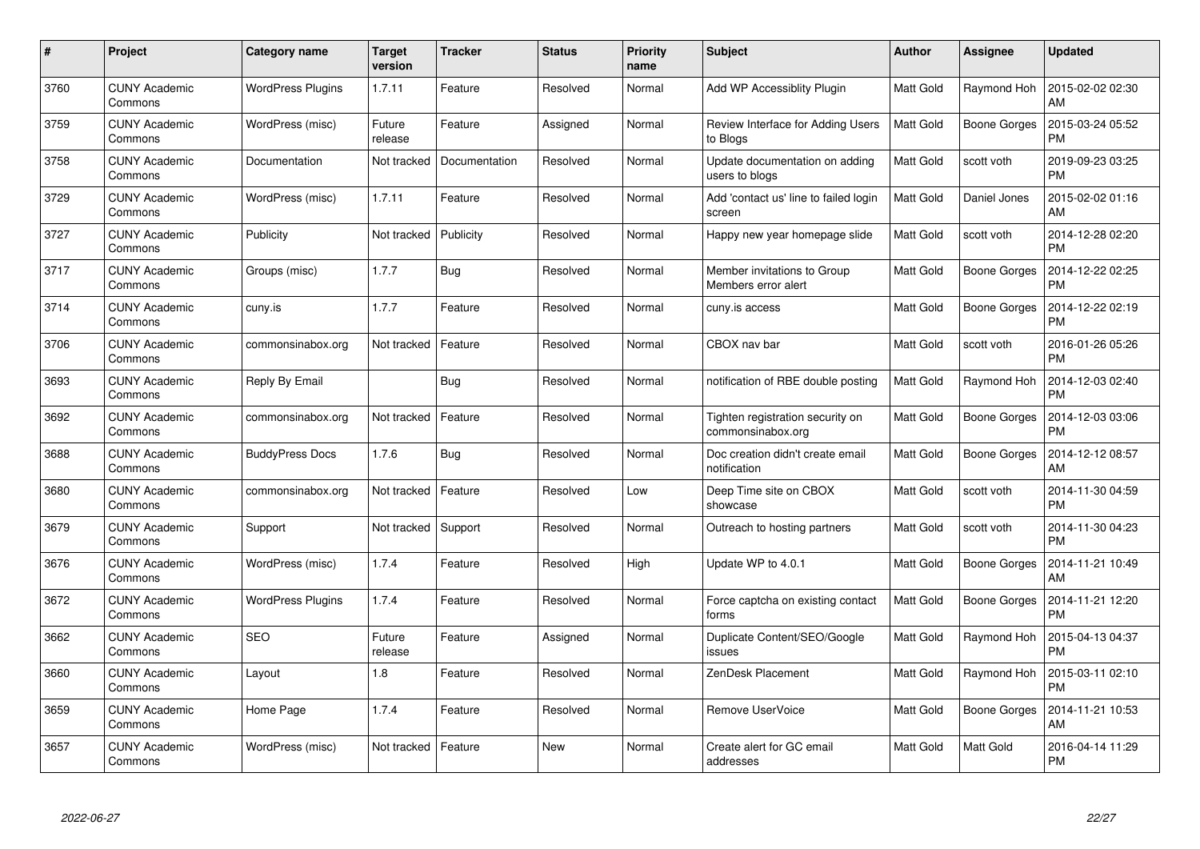| # | Project | Category name | Target version | Tracker | Status | Priority name | Subject | Author | Assignee | Updated |
|---|---|---|---|---|---|---|---|---|---|---|
| 3760 | CUNY Academic Commons | WordPress Plugins | 1.7.11 | Feature | Resolved | Normal | Add WP Accessiblity Plugin | Matt Gold | Raymond Hoh | 2015-02-02 02:30 AM |
| 3759 | CUNY Academic Commons | WordPress (misc) | Future release | Feature | Assigned | Normal | Review Interface for Adding Users to Blogs | Matt Gold | Boone Gorges | 2015-03-24 05:52 PM |
| 3758 | CUNY Academic Commons | Documentation | Not tracked | Documentation | Resolved | Normal | Update documentation on adding users to blogs | Matt Gold | scott voth | 2019-09-23 03:25 PM |
| 3729 | CUNY Academic Commons | WordPress (misc) | 1.7.11 | Feature | Resolved | Normal | Add 'contact us' line to failed login screen | Matt Gold | Daniel Jones | 2015-02-02 01:16 AM |
| 3727 | CUNY Academic Commons | Publicity | Not tracked | Publicity | Resolved | Normal | Happy new year homepage slide | Matt Gold | scott voth | 2014-12-28 02:20 PM |
| 3717 | CUNY Academic Commons | Groups (misc) | 1.7.7 | Bug | Resolved | Normal | Member invitations to Group Members error alert | Matt Gold | Boone Gorges | 2014-12-22 02:25 PM |
| 3714 | CUNY Academic Commons | cuny.is | 1.7.7 | Feature | Resolved | Normal | cuny.is access | Matt Gold | Boone Gorges | 2014-12-22 02:19 PM |
| 3706 | CUNY Academic Commons | commonsinabox.org | Not tracked | Feature | Resolved | Normal | CBOX nav bar | Matt Gold | scott voth | 2016-01-26 05:26 PM |
| 3693 | CUNY Academic Commons | Reply By Email | | Bug | Resolved | Normal | notification of RBE double posting | Matt Gold | Raymond Hoh | 2014-12-03 02:40 PM |
| 3692 | CUNY Academic Commons | commonsinabox.org | Not tracked | Feature | Resolved | Normal | Tighten registration security on commonsinabox.org | Matt Gold | Boone Gorges | 2014-12-03 03:06 PM |
| 3688 | CUNY Academic Commons | BuddyPress Docs | 1.7.6 | Bug | Resolved | Normal | Doc creation didn't create email notification | Matt Gold | Boone Gorges | 2014-12-12 08:57 AM |
| 3680 | CUNY Academic Commons | commonsinabox.org | Not tracked | Feature | Resolved | Low | Deep Time site on CBOX showcase | Matt Gold | scott voth | 2014-11-30 04:59 PM |
| 3679 | CUNY Academic Commons | Support | Not tracked | Support | Resolved | Normal | Outreach to hosting partners | Matt Gold | scott voth | 2014-11-30 04:23 PM |
| 3676 | CUNY Academic Commons | WordPress (misc) | 1.7.4 | Feature | Resolved | High | Update WP to 4.0.1 | Matt Gold | Boone Gorges | 2014-11-21 10:49 AM |
| 3672 | CUNY Academic Commons | WordPress Plugins | 1.7.4 | Feature | Resolved | Normal | Force captcha on existing contact forms | Matt Gold | Boone Gorges | 2014-11-21 12:20 PM |
| 3662 | CUNY Academic Commons | SEO | Future release | Feature | Assigned | Normal | Duplicate Content/SEO/Google issues | Matt Gold | Raymond Hoh | 2015-04-13 04:37 PM |
| 3660 | CUNY Academic Commons | Layout | 1.8 | Feature | Resolved | Normal | ZenDesk Placement | Matt Gold | Raymond Hoh | 2015-03-11 02:10 PM |
| 3659 | CUNY Academic Commons | Home Page | 1.7.4 | Feature | Resolved | Normal | Remove UserVoice | Matt Gold | Boone Gorges | 2014-11-21 10:53 AM |
| 3657 | CUNY Academic Commons | WordPress (misc) | Not tracked | Feature | New | Normal | Create alert for GC email addresses | Matt Gold | Matt Gold | 2016-04-14 11:29 PM |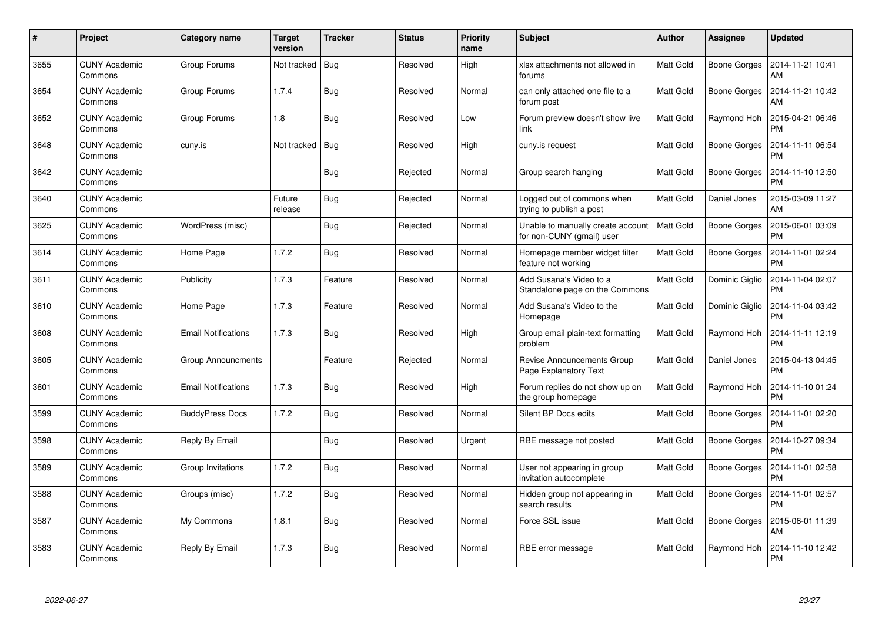| # | Project | Category name | Target version | Tracker | Status | Priority name | Subject | Author | Assignee | Updated |
|---|---|---|---|---|---|---|---|---|---|---|
| 3655 | CUNY Academic Commons | Group Forums | Not tracked | Bug | Resolved | High | xlsx attachments not allowed in forums | Matt Gold | Boone Gorges | 2014-11-21 10:41 AM |
| 3654 | CUNY Academic Commons | Group Forums | 1.7.4 | Bug | Resolved | Normal | can only attached one file to a forum post | Matt Gold | Boone Gorges | 2014-11-21 10:42 AM |
| 3652 | CUNY Academic Commons | Group Forums | 1.8 | Bug | Resolved | Low | Forum preview doesn't show live link | Matt Gold | Raymond Hoh | 2015-04-21 06:46 PM |
| 3648 | CUNY Academic Commons | cuny.is | Not tracked | Bug | Resolved | High | cuny.is request | Matt Gold | Boone Gorges | 2014-11-11 06:54 PM |
| 3642 | CUNY Academic Commons | | | Bug | Rejected | Normal | Group search hanging | Matt Gold | Boone Gorges | 2014-11-10 12:50 PM |
| 3640 | CUNY Academic Commons | | Future release | Bug | Rejected | Normal | Logged out of commons when trying to publish a post | Matt Gold | Daniel Jones | 2015-03-09 11:27 AM |
| 3625 | CUNY Academic Commons | WordPress (misc) | | Bug | Rejected | Normal | Unable to manually create account for non-CUNY (gmail) user | Matt Gold | Boone Gorges | 2015-06-01 03:09 PM |
| 3614 | CUNY Academic Commons | Home Page | 1.7.2 | Bug | Resolved | Normal | Homepage member widget filter feature not working | Matt Gold | Boone Gorges | 2014-11-01 02:24 PM |
| 3611 | CUNY Academic Commons | Publicity | 1.7.3 | Feature | Resolved | Normal | Add Susana's Video to a Standalone page on the Commons | Matt Gold | Dominic Giglio | 2014-11-04 02:07 PM |
| 3610 | CUNY Academic Commons | Home Page | 1.7.3 | Feature | Resolved | Normal | Add Susana's Video to the Homepage | Matt Gold | Dominic Giglio | 2014-11-04 03:42 PM |
| 3608 | CUNY Academic Commons | Email Notifications | 1.7.3 | Bug | Resolved | High | Group email plain-text formatting problem | Matt Gold | Raymond Hoh | 2014-11-11 12:19 PM |
| 3605 | CUNY Academic Commons | Group Announcments | | Feature | Rejected | Normal | Revise Announcements Group Page Explanatory Text | Matt Gold | Daniel Jones | 2015-04-13 04:45 PM |
| 3601 | CUNY Academic Commons | Email Notifications | 1.7.3 | Bug | Resolved | High | Forum replies do not show up on the group homepage | Matt Gold | Raymond Hoh | 2014-11-10 01:24 PM |
| 3599 | CUNY Academic Commons | BuddyPress Docs | 1.7.2 | Bug | Resolved | Normal | Silent BP Docs edits | Matt Gold | Boone Gorges | 2014-11-01 02:20 PM |
| 3598 | CUNY Academic Commons | Reply By Email | | Bug | Resolved | Urgent | RBE message not posted | Matt Gold | Boone Gorges | 2014-10-27 09:34 PM |
| 3589 | CUNY Academic Commons | Group Invitations | 1.7.2 | Bug | Resolved | Normal | User not appearing in group invitation autocomplete | Matt Gold | Boone Gorges | 2014-11-01 02:58 PM |
| 3588 | CUNY Academic Commons | Groups (misc) | 1.7.2 | Bug | Resolved | Normal | Hidden group not appearing in search results | Matt Gold | Boone Gorges | 2014-11-01 02:57 PM |
| 3587 | CUNY Academic Commons | My Commons | 1.8.1 | Bug | Resolved | Normal | Force SSL issue | Matt Gold | Boone Gorges | 2015-06-01 11:39 AM |
| 3583 | CUNY Academic Commons | Reply By Email | 1.7.3 | Bug | Resolved | Normal | RBE error message | Matt Gold | Raymond Hoh | 2014-11-10 12:42 PM |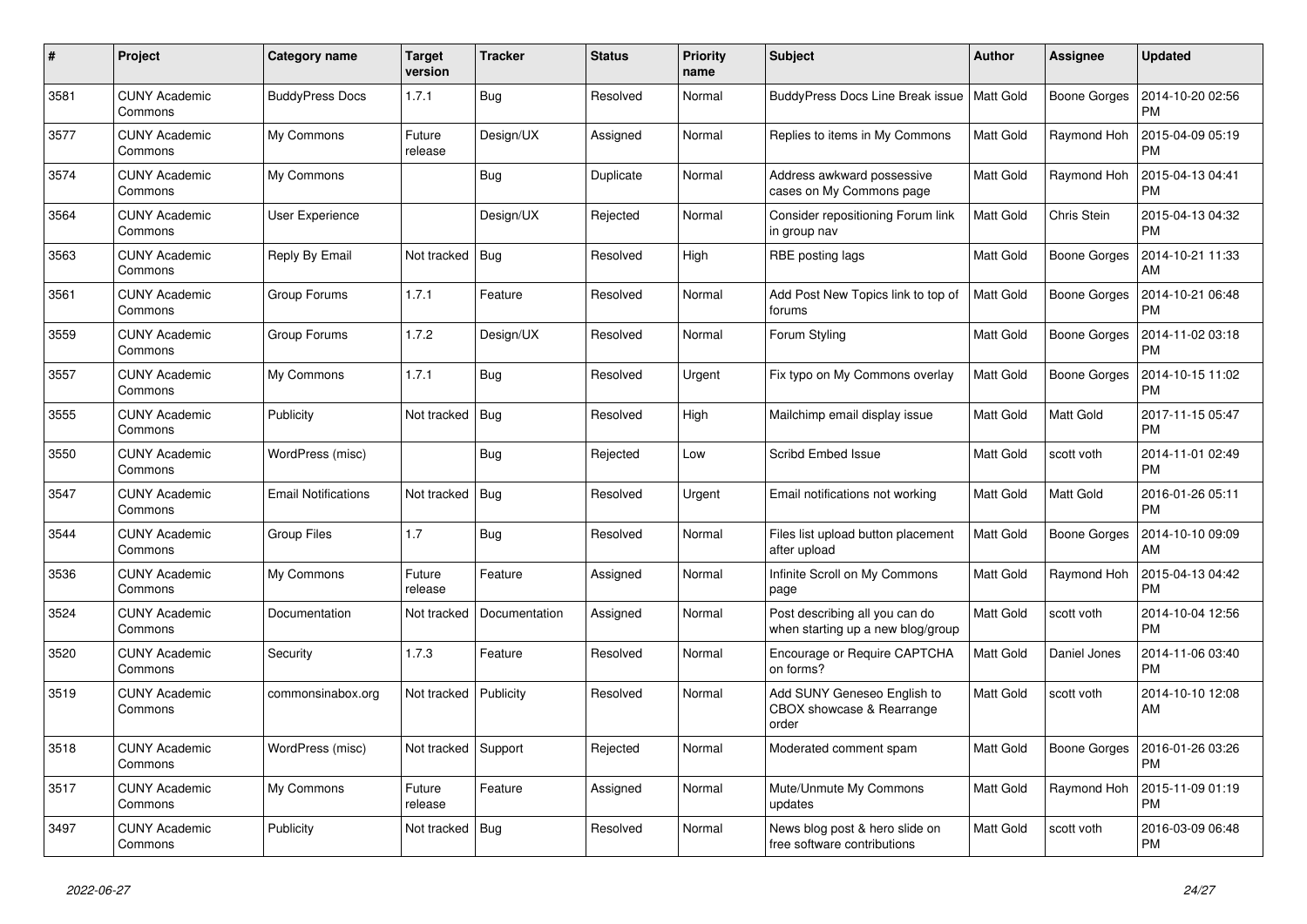| # | Project | Category name | Target version | Tracker | Status | Priority name | Subject | Author | Assignee | Updated |
|---|---|---|---|---|---|---|---|---|---|---|
| 3581 | CUNY Academic Commons | BuddyPress Docs | 1.7.1 | Bug | Resolved | Normal | BuddyPress Docs Line Break issue | Matt Gold | Boone Gorges | 2014-10-20 02:56 PM |
| 3577 | CUNY Academic Commons | My Commons | Future release | Design/UX | Assigned | Normal | Replies to items in My Commons | Matt Gold | Raymond Hoh | 2015-04-09 05:19 PM |
| 3574 | CUNY Academic Commons | My Commons | | Bug | Duplicate | Normal | Address awkward possessive cases on My Commons page | Matt Gold | Raymond Hoh | 2015-04-13 04:41 PM |
| 3564 | CUNY Academic Commons | User Experience | | Design/UX | Rejected | Normal | Consider repositioning Forum link in group nav | Matt Gold | Chris Stein | 2015-04-13 04:32 PM |
| 3563 | CUNY Academic Commons | Reply By Email | Not tracked | Bug | Resolved | High | RBE posting lags | Matt Gold | Boone Gorges | 2014-10-21 11:33 AM |
| 3561 | CUNY Academic Commons | Group Forums | 1.7.1 | Feature | Resolved | Normal | Add Post New Topics link to top of forums | Matt Gold | Boone Gorges | 2014-10-21 06:48 PM |
| 3559 | CUNY Academic Commons | Group Forums | 1.7.2 | Design/UX | Resolved | Normal | Forum Styling | Matt Gold | Boone Gorges | 2014-11-02 03:18 PM |
| 3557 | CUNY Academic Commons | My Commons | 1.7.1 | Bug | Resolved | Urgent | Fix typo on My Commons overlay | Matt Gold | Boone Gorges | 2014-10-15 11:02 PM |
| 3555 | CUNY Academic Commons | Publicity | Not tracked | Bug | Resolved | High | Mailchimp email display issue | Matt Gold | Matt Gold | 2017-11-15 05:47 PM |
| 3550 | CUNY Academic Commons | WordPress (misc) | | Bug | Rejected | Low | Scribd Embed Issue | Matt Gold | scott voth | 2014-11-01 02:49 PM |
| 3547 | CUNY Academic Commons | Email Notifications | Not tracked | Bug | Resolved | Urgent | Email notifications not working | Matt Gold | Matt Gold | 2016-01-26 05:11 PM |
| 3544 | CUNY Academic Commons | Group Files | 1.7 | Bug | Resolved | Normal | Files list upload button placement after upload | Matt Gold | Boone Gorges | 2014-10-10 09:09 AM |
| 3536 | CUNY Academic Commons | My Commons | Future release | Feature | Assigned | Normal | Infinite Scroll on My Commons page | Matt Gold | Raymond Hoh | 2015-04-13 04:42 PM |
| 3524 | CUNY Academic Commons | Documentation | Not tracked | Documentation | Assigned | Normal | Post describing all you can do when starting up a new blog/group | Matt Gold | scott voth | 2014-10-04 12:56 PM |
| 3520 | CUNY Academic Commons | Security | 1.7.3 | Feature | Resolved | Normal | Encourage or Require CAPTCHA on forms? | Matt Gold | Daniel Jones | 2014-11-06 03:40 PM |
| 3519 | CUNY Academic Commons | commonsinabox.org | Not tracked | Publicity | Resolved | Normal | Add SUNY Geneseo English to CBOX showcase & Rearrange order | Matt Gold | scott voth | 2014-10-10 12:08 AM |
| 3518 | CUNY Academic Commons | WordPress (misc) | Not tracked | Support | Rejected | Normal | Moderated comment spam | Matt Gold | Boone Gorges | 2016-01-26 03:26 PM |
| 3517 | CUNY Academic Commons | My Commons | Future release | Feature | Assigned | Normal | Mute/Unmute My Commons updates | Matt Gold | Raymond Hoh | 2015-11-09 01:19 PM |
| 3497 | CUNY Academic Commons | Publicity | Not tracked | Bug | Resolved | Normal | News blog post & hero slide on free software contributions | Matt Gold | scott voth | 2016-03-09 06:48 PM |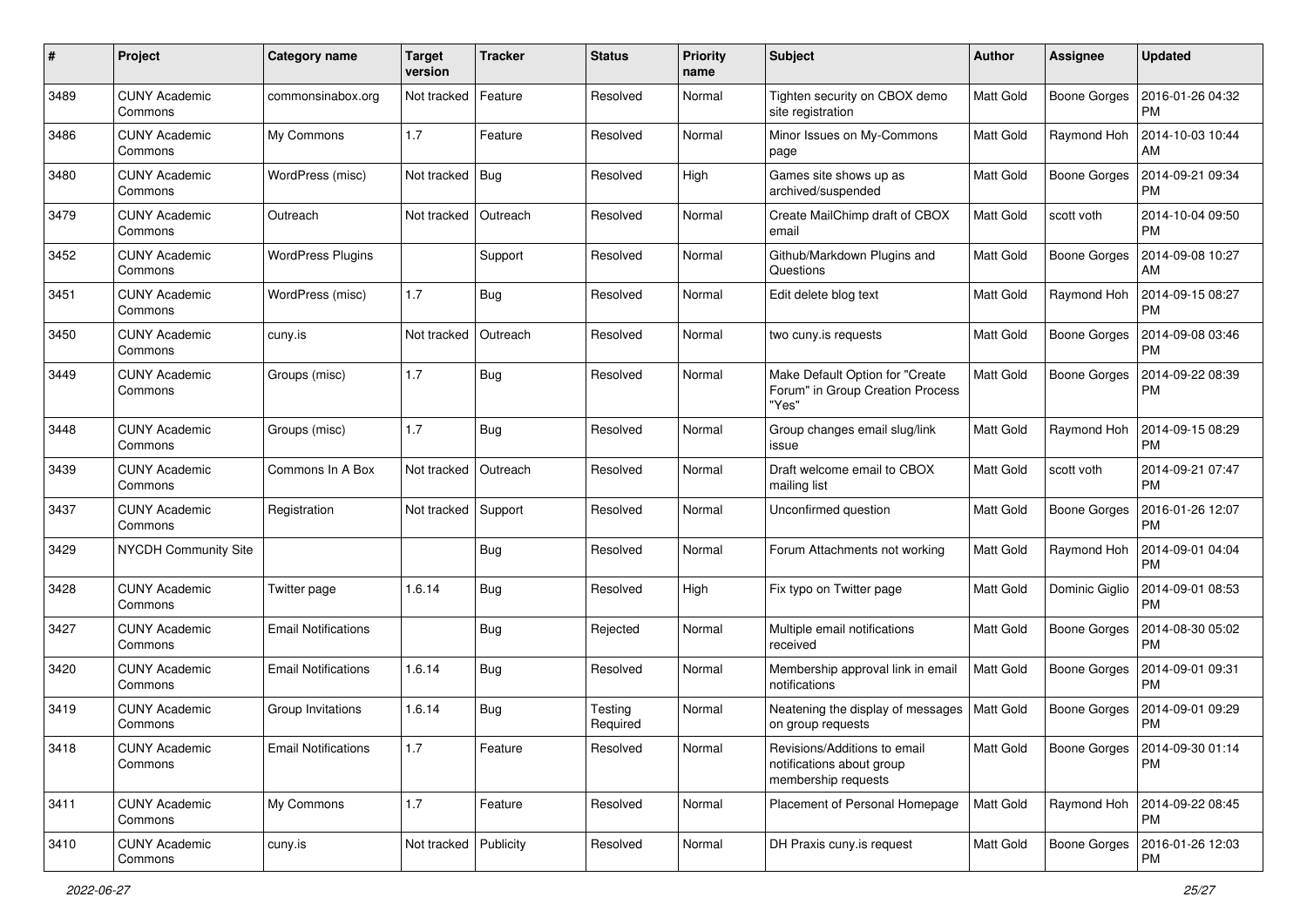| # | Project | Category name | Target version | Tracker | Status | Priority name | Subject | Author | Assignee | Updated |
|---|---|---|---|---|---|---|---|---|---|---|
| 3489 | CUNY Academic Commons | commonsinabox.org | Not tracked | Feature | Resolved | Normal | Tighten security on CBOX demo site registration | Matt Gold | Boone Gorges | 2016-01-26 04:32 PM |
| 3486 | CUNY Academic Commons | My Commons | 1.7 | Feature | Resolved | Normal | Minor Issues on My-Commons page | Matt Gold | Raymond Hoh | 2014-10-03 10:44 AM |
| 3480 | CUNY Academic Commons | WordPress (misc) | Not tracked | Bug | Resolved | High | Games site shows up as archived/suspended | Matt Gold | Boone Gorges | 2014-09-21 09:34 PM |
| 3479 | CUNY Academic Commons | Outreach | Not tracked | Outreach | Resolved | Normal | Create MailChimp draft of CBOX email | Matt Gold | scott voth | 2014-10-04 09:50 PM |
| 3452 | CUNY Academic Commons | WordPress Plugins | | Support | Resolved | Normal | Github/Markdown Plugins and Questions | Matt Gold | Boone Gorges | 2014-09-08 10:27 AM |
| 3451 | CUNY Academic Commons | WordPress (misc) | 1.7 | Bug | Resolved | Normal | Edit delete blog text | Matt Gold | Raymond Hoh | 2014-09-15 08:27 PM |
| 3450 | CUNY Academic Commons | cuny.is | Not tracked | Outreach | Resolved | Normal | two cuny.is requests | Matt Gold | Boone Gorges | 2014-09-08 03:46 PM |
| 3449 | CUNY Academic Commons | Groups (misc) | 1.7 | Bug | Resolved | Normal | Make Default Option for "Create Forum" in Group Creation Process "Yes" | Matt Gold | Boone Gorges | 2014-09-22 08:39 PM |
| 3448 | CUNY Academic Commons | Groups (misc) | 1.7 | Bug | Resolved | Normal | Group changes email slug/link issue | Matt Gold | Raymond Hoh | 2014-09-15 08:29 PM |
| 3439 | CUNY Academic Commons | Commons In A Box | Not tracked | Outreach | Resolved | Normal | Draft welcome email to CBOX mailing list | Matt Gold | scott voth | 2014-09-21 07:47 PM |
| 3437 | CUNY Academic Commons | Registration | Not tracked | Support | Resolved | Normal | Unconfirmed question | Matt Gold | Boone Gorges | 2016-01-26 12:07 PM |
| 3429 | NYCDH Community Site | | | Bug | Resolved | Normal | Forum Attachments not working | Matt Gold | Raymond Hoh | 2014-09-01 04:04 PM |
| 3428 | CUNY Academic Commons | Twitter page | 1.6.14 | Bug | Resolved | High | Fix typo on Twitter page | Matt Gold | Dominic Giglio | 2014-09-01 08:53 PM |
| 3427 | CUNY Academic Commons | Email Notifications | | Bug | Rejected | Normal | Multiple email notifications received | Matt Gold | Boone Gorges | 2014-08-30 05:02 PM |
| 3420 | CUNY Academic Commons | Email Notifications | 1.6.14 | Bug | Resolved | Normal | Membership approval link in email notifications | Matt Gold | Boone Gorges | 2014-09-01 09:31 PM |
| 3419 | CUNY Academic Commons | Group Invitations | 1.6.14 | Bug | Testing Required | Normal | Neatening the display of messages on group requests | Matt Gold | Boone Gorges | 2014-09-01 09:29 PM |
| 3418 | CUNY Academic Commons | Email Notifications | 1.7 | Feature | Resolved | Normal | Revisions/Additions to email notifications about group membership requests | Matt Gold | Boone Gorges | 2014-09-30 01:14 PM |
| 3411 | CUNY Academic Commons | My Commons | 1.7 | Feature | Resolved | Normal | Placement of Personal Homepage | Matt Gold | Raymond Hoh | 2014-09-22 08:45 PM |
| 3410 | CUNY Academic Commons | cuny.is | Not tracked | Publicity | Resolved | Normal | DH Praxis cuny.is request | Matt Gold | Boone Gorges | 2016-01-26 12:03 PM |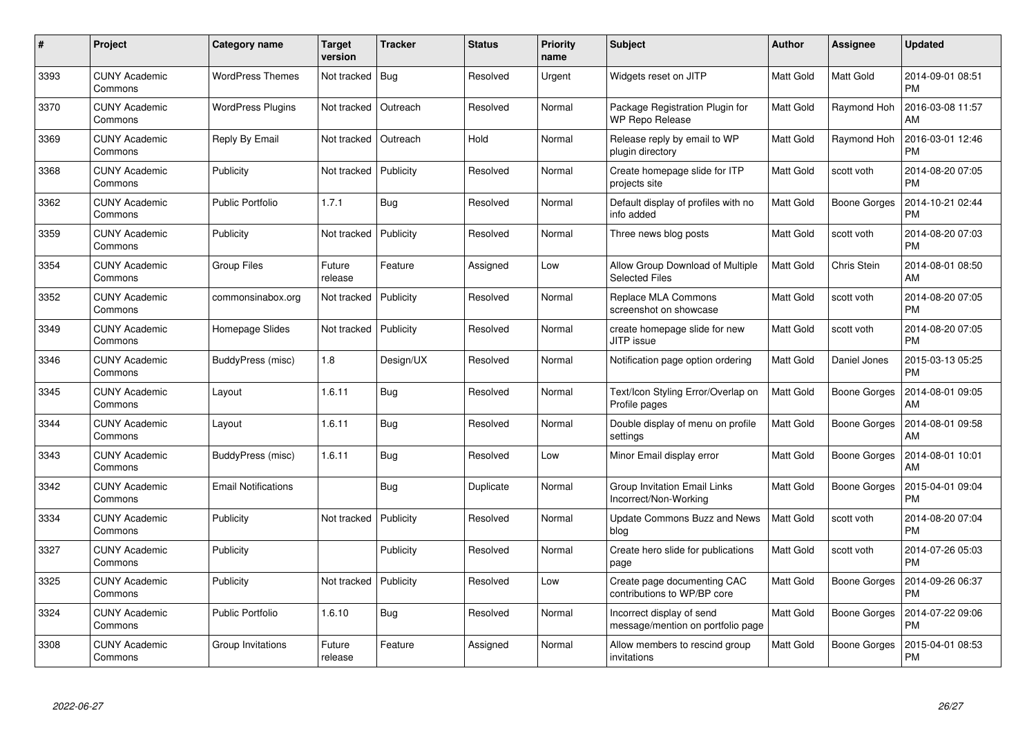| # | Project | Category name | Target version | Tracker | Status | Priority name | Subject | Author | Assignee | Updated |
|---|---|---|---|---|---|---|---|---|---|---|
| 3393 | CUNY Academic Commons | WordPress Themes | Not tracked | Bug | Resolved | Urgent | Widgets reset on JITP | Matt Gold | Matt Gold | 2014-09-01 08:51 PM |
| 3370 | CUNY Academic Commons | WordPress Plugins | Not tracked | Outreach | Resolved | Normal | Package Registration Plugin for WP Repo Release | Matt Gold | Raymond Hoh | 2016-03-08 11:57 AM |
| 3369 | CUNY Academic Commons | Reply By Email | Not tracked | Outreach | Hold | Normal | Release reply by email to WP plugin directory | Matt Gold | Raymond Hoh | 2016-03-01 12:46 PM |
| 3368 | CUNY Academic Commons | Publicity | Not tracked | Publicity | Resolved | Normal | Create homepage slide for ITP projects site | Matt Gold | scott voth | 2014-08-20 07:05 PM |
| 3362 | CUNY Academic Commons | Public Portfolio | 1.7.1 | Bug | Resolved | Normal | Default display of profiles with no info added | Matt Gold | Boone Gorges | 2014-10-21 02:44 PM |
| 3359 | CUNY Academic Commons | Publicity | Not tracked | Publicity | Resolved | Normal | Three news blog posts | Matt Gold | scott voth | 2014-08-20 07:03 PM |
| 3354 | CUNY Academic Commons | Group Files | Future release | Feature | Assigned | Low | Allow Group Download of Multiple Selected Files | Matt Gold | Chris Stein | 2014-08-01 08:50 AM |
| 3352 | CUNY Academic Commons | commonsinabox.org | Not tracked | Publicity | Resolved | Normal | Replace MLA Commons screenshot on showcase | Matt Gold | scott voth | 2014-08-20 07:05 PM |
| 3349 | CUNY Academic Commons | Homepage Slides | Not tracked | Publicity | Resolved | Normal | create homepage slide for new JITP issue | Matt Gold | scott voth | 2014-08-20 07:05 PM |
| 3346 | CUNY Academic Commons | BuddyPress (misc) | 1.8 | Design/UX | Resolved | Normal | Notification page option ordering | Matt Gold | Daniel Jones | 2015-03-13 05:25 PM |
| 3345 | CUNY Academic Commons | Layout | 1.6.11 | Bug | Resolved | Normal | Text/Icon Styling Error/Overlap on Profile pages | Matt Gold | Boone Gorges | 2014-08-01 09:05 AM |
| 3344 | CUNY Academic Commons | Layout | 1.6.11 | Bug | Resolved | Normal | Double display of menu on profile settings | Matt Gold | Boone Gorges | 2014-08-01 09:58 AM |
| 3343 | CUNY Academic Commons | BuddyPress (misc) | 1.6.11 | Bug | Resolved | Low | Minor Email display error | Matt Gold | Boone Gorges | 2014-08-01 10:01 AM |
| 3342 | CUNY Academic Commons | Email Notifications | | Bug | Duplicate | Normal | Group Invitation Email Links Incorrect/Non-Working | Matt Gold | Boone Gorges | 2015-04-01 09:04 PM |
| 3334 | CUNY Academic Commons | Publicity | Not tracked | Publicity | Resolved | Normal | Update Commons Buzz and News blog | Matt Gold | scott voth | 2014-08-20 07:04 PM |
| 3327 | CUNY Academic Commons | Publicity | | Publicity | Resolved | Normal | Create hero slide for publications page | Matt Gold | scott voth | 2014-07-26 05:03 PM |
| 3325 | CUNY Academic Commons | Publicity | Not tracked | Publicity | Resolved | Low | Create page documenting CAC contributions to WP/BP core | Matt Gold | Boone Gorges | 2014-09-26 06:37 PM |
| 3324 | CUNY Academic Commons | Public Portfolio | 1.6.10 | Bug | Resolved | Normal | Incorrect display of send message/mention on portfolio page | Matt Gold | Boone Gorges | 2014-07-22 09:06 PM |
| 3308 | CUNY Academic Commons | Group Invitations | Future release | Feature | Assigned | Normal | Allow members to rescind group invitations | Matt Gold | Boone Gorges | 2015-04-01 08:53 PM |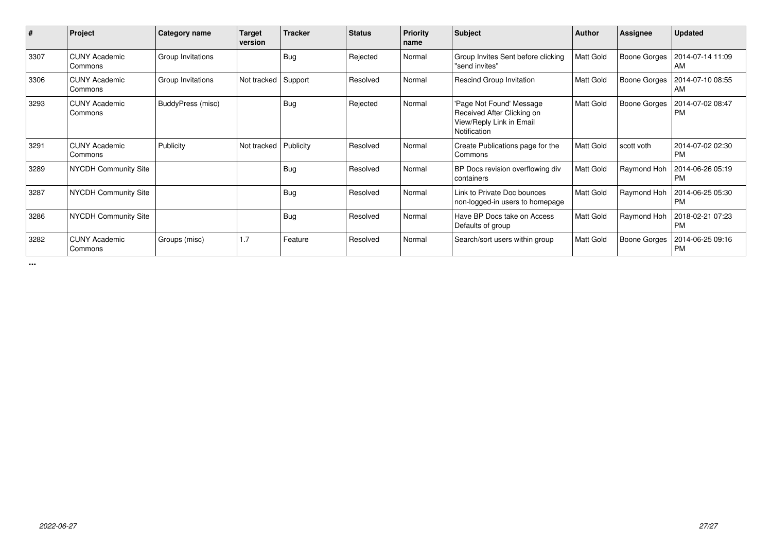| # | Project | Category name | Target version | Tracker | Status | Priority name | Subject | Author | Assignee | Updated |
|---|---|---|---|---|---|---|---|---|---|---|
| 3307 | CUNY Academic Commons | Group Invitations | | Bug | Rejected | Normal | Group Invites Sent before clicking "send invites" | Matt Gold | Boone Gorges | 2014-07-14 11:09 AM |
| 3306 | CUNY Academic Commons | Group Invitations | Not tracked | Support | Resolved | Normal | Rescind Group Invitation | Matt Gold | Boone Gorges | 2014-07-10 08:55 AM |
| 3293 | CUNY Academic Commons | BuddyPress (misc) | | Bug | Rejected | Normal | 'Page Not Found' Message Received After Clicking on View/Reply Link in Email Notification | Matt Gold | Boone Gorges | 2014-07-02 08:47 PM |
| 3291 | CUNY Academic Commons | Publicity | Not tracked | Publicity | Resolved | Normal | Create Publications page for the Commons | Matt Gold | scott voth | 2014-07-02 02:30 PM |
| 3289 | NYCDH Community Site | | | Bug | Resolved | Normal | BP Docs revision overflowing div containers | Matt Gold | Raymond Hoh | 2014-06-26 05:19 PM |
| 3287 | NYCDH Community Site | | | Bug | Resolved | Normal | Link to Private Doc bounces non-logged-in users to homepage | Matt Gold | Raymond Hoh | 2014-06-25 05:30 PM |
| 3286 | NYCDH Community Site | | | Bug | Resolved | Normal | Have BP Docs take on Access Defaults of group | Matt Gold | Raymond Hoh | 2018-02-21 07:23 PM |
| 3282 | CUNY Academic Commons | Groups (misc) | 1.7 | Feature | Resolved | Normal | Search/sort users within group | Matt Gold | Boone Gorges | 2014-06-25 09:16 PM |

...